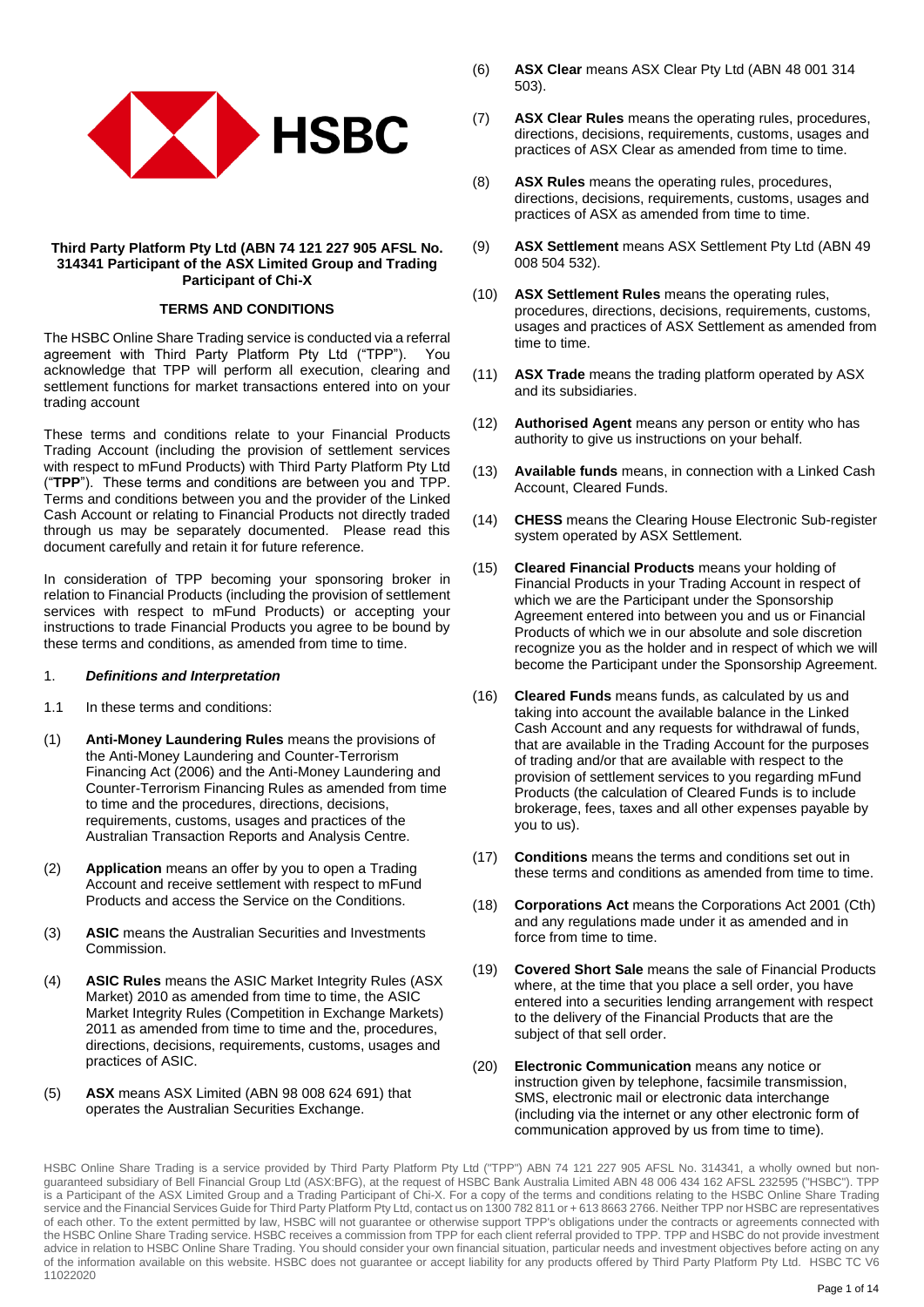**Third Party Platform Pty Ltd (ABN 74 121 227 905 AFSL No. 314341 Participant of the ASX Limited Group and Trading Participant of Chi-X**

**TERMS AND CONDITIONS**

The HSBC Online Share Trading service is conducted via a referral agreement with Third Party Platform Pty Ltd ("TPP"). You acknowledge that TPP will perform all execution, clearing and settlement functions for market transactions entered into on your trading account

These terms and conditions relate to your Financial Products Trading Account (including the provision of settlement services with respect to mFund Products) with Third Party Platform Pty Ltd ("**TPP**"). These terms and conditions are between you and TPP. Terms and conditions between you and the provider of the Linked Cash Account or relating to Financial Products not directly traded through us may be separately documented. Please read this document carefully and retain it for future reference.

In consideration of TPP becoming your sponsoring broker in relation to Financial Products (including the provision of settlement services with respect to mFund Products) or accepting your instructions to trade Financial Products you agree to be bound by these terms and conditions, as amended from time to time.

1. ***Definitions and Interpretation***

1.1 In these terms and conditions:

(1) **Anti-Money Laundering Rules** means the provisions of the Anti-Money Laundering and Counter-Terrorism Financing Act (2006) and the Anti-Money Laundering and Counter-Terrorism Financing Rules as amended from time to time and the procedures, directions, decisions, requirements, customs, usages and practices of the Australian Transaction Reports and Analysis Centre.

(2) **Application** means an offer by you to open a Trading Account and receive settlement with respect to mFund Products and access the Service on the Conditions.

(3) **ASIC** means the Australian Securities and Investments Commission.

(4) **ASIC Rules** means the ASIC Market Integrity Rules (ASX Market) 2010 as amended from time to time, the ASIC Market Integrity Rules (Competition in Exchange Markets) 2011 as amended from time to time and the, procedures, directions, decisions, requirements, customs, usages and practices of ASIC.

(5) **ASX** means ASX Limited (ABN 98 008 624 691) that operates the Australian Securities Exchange.

(6) **ASX Clear** means ASX Clear Pty Ltd (ABN 48 001 314 503).

(7) **ASX Clear Rules** means the operating rules, procedures, directions, decisions, requirements, customs, usages and practices of ASX Clear as amended from time to time.

(8) **ASX Rules** means the operating rules, procedures, directions, decisions, requirements, customs, usages and practices of ASX as amended from time to time.

(9) **ASX Settlement** means ASX Settlement Pty Ltd (ABN 49 008 504 532).

(10) **ASX Settlement Rules** means the operating rules, procedures, directions, decisions, requirements, customs, usages and practices of ASX Settlement as amended from time to time.

(11) **ASX Trade** means the trading platform operated by ASX and its subsidiaries.

(12) **Authorised Agent** means any person or entity who has authority to give us instructions on your behalf.

(13) **Available funds** means, in connection with a Linked Cash Account, Cleared Funds.

(14) **CHESS** means the Clearing House Electronic Sub-register system operated by ASX Settlement.

(15) **Cleared Financial Products** means your holding of Financial Products in your Trading Account in respect of which we are the Participant under the Sponsorship Agreement entered into between you and us or Financial Products of which we in our absolute and sole discretion recognize you as the holder and in respect of which we will become the Participant under the Sponsorship Agreement.

(16) **Cleared Funds** means funds, as calculated by us and taking into account the available balance in the Linked Cash Account and any requests for withdrawal of funds, that are available in the Trading Account for the purposes of trading and/or that are available with respect to the provision of settlement services to you regarding mFund Products (the calculation of Cleared Funds is to include brokerage, fees, taxes and all other expenses payable by you to us).

(17) **Conditions** means the terms and conditions set out in these terms and conditions as amended from time to time.

(18) **Corporations Act** means the Corporations Act 2001 (Cth) and any regulations made under it as amended and in force from time to time.

(19) **Covered Short Sale** means the sale of Financial Products where, at the time that you place a sell order, you have entered into a securities lending arrangement with respect to the delivery of the Financial Products that are the subject of that sell order.

(20) **Electronic Communication** means any notice or instruction given by telephone, facsimile transmission, SMS, electronic mail or electronic data interchange (including via the internet or any other electronic form of communication approved by us from time to time).

HSBC Online Share Trading is a service provided by Third Party Platform Pty Ltd ("TPP") ABN 74 121 227 905 AFSL No. 314341, a wholly owned but non-guaranteed subsidiary of Bell Financial Group Ltd (ASX:BFG), at the request of HSBC Bank Australia Limited ABN 48 006 434 162 AFSL 232595 ("HSBC"). TPP is a Participant of the ASX Limited Group and a Trading Participant of Chi-X. For a copy of the terms and conditions relating to the HSBC Online Share Trading service and the Financial Services Guide for Third Party Platform Pty Ltd, contact us on 1300 782 811 or + 613 8663 2766. Neither TPP nor HSBC are representatives of each other. To the extent permitted by law, HSBC will not guarantee or otherwise support TPP's obligations under the contracts or agreements connected with the HSBC Online Share Trading service. HSBC receives a commission from TPP for each client referral provided to TPP. TPP and HSBC do not provide investment advice in relation to HSBC Online Share Trading. You should consider your own financial situation, particular needs and investment objectives before acting on any of the information available on this website. HSBC does not guarantee or accept liability for any products offered by Third Party Platform Pty Ltd. HSBC TC V6 11022020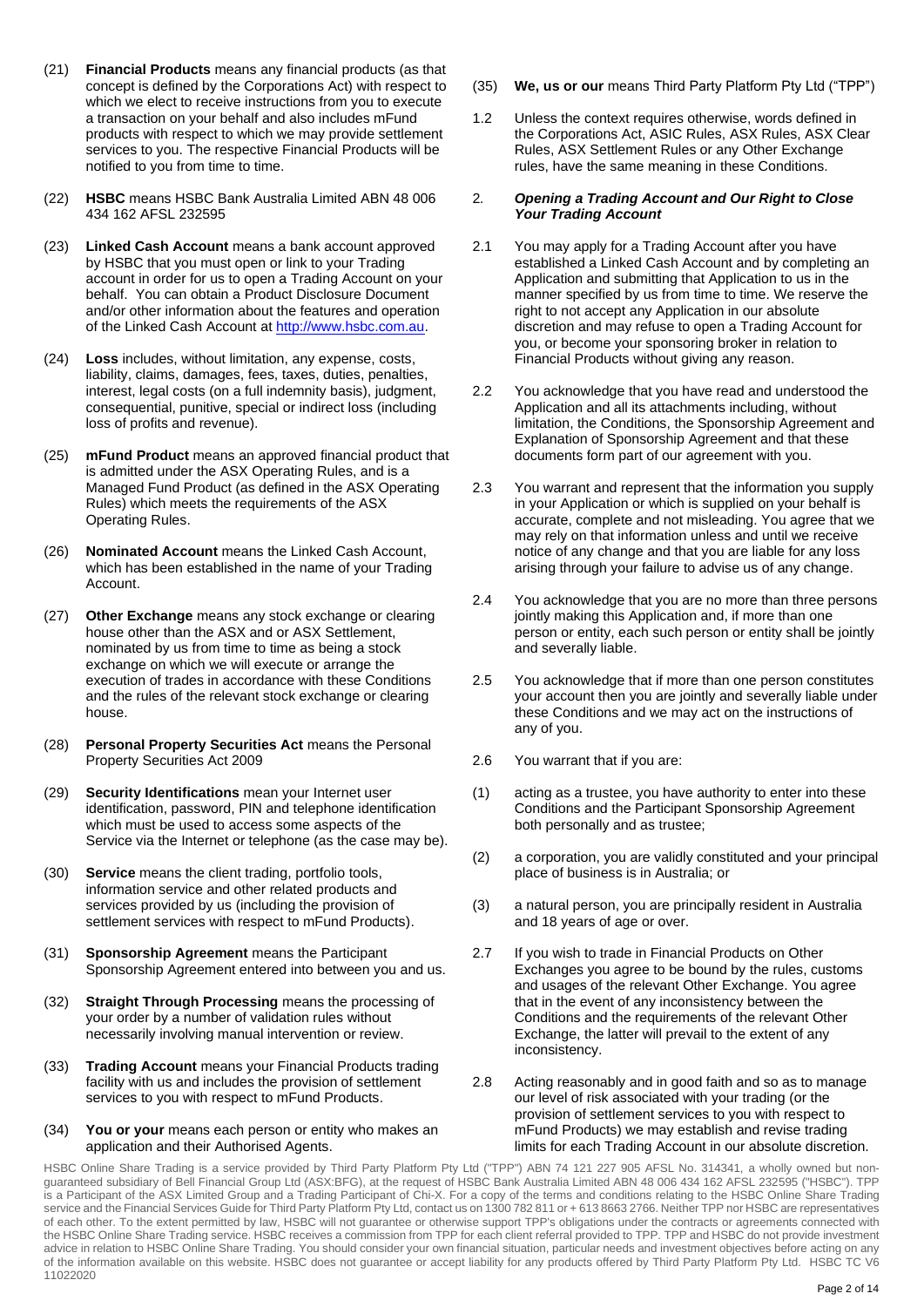(21) **Financial Products** means any financial products (as that concept is defined by the Corporations Act) with respect to which we elect to receive instructions from you to execute a transaction on your behalf and also includes mFund products with respect to which we may provide settlement services to you. The respective Financial Products will be notified to you from time to time.

(22) **HSBC** means HSBC Bank Australia Limited ABN 48 006 434 162 AFSL 232595

(23) **Linked Cash Account** means a bank account approved by HSBC that you must open or link to your Trading account in order for us to open a Trading Account on your behalf. You can obtain a Product Disclosure Document and/or other information about the features and operation of the Linked Cash Account at http://www.hsbc.com.au.

(24) **Loss** includes, without limitation, any expense, costs, liability, claims, damages, fees, taxes, duties, penalties, interest, legal costs (on a full indemnity basis), judgment, consequential, punitive, special or indirect loss (including loss of profits and revenue).

(25) **mFund Product** means an approved financial product that is admitted under the ASX Operating Rules, and is a Managed Fund Product (as defined in the ASX Operating Rules) which meets the requirements of the ASX Operating Rules.

(26) **Nominated Account** means the Linked Cash Account, which has been established in the name of your Trading Account.

(27) **Other Exchange** means any stock exchange or clearing house other than the ASX and or ASX Settlement, nominated by us from time to time as being a stock exchange on which we will execute or arrange the execution of trades in accordance with these Conditions and the rules of the relevant stock exchange or clearing house.

(28) **Personal Property Securities Act** means the Personal Property Securities Act 2009

(29) **Security Identifications** mean your Internet user identification, password, PIN and telephone identification which must be used to access some aspects of the Service via the Internet or telephone (as the case may be).

(30) **Service** means the client trading, portfolio tools, information service and other related products and services provided by us (including the provision of settlement services with respect to mFund Products).

(31) **Sponsorship Agreement** means the Participant Sponsorship Agreement entered into between you and us.

(32) **Straight Through Processing** means the processing of your order by a number of validation rules without necessarily involving manual intervention or review.

(33) **Trading Account** means your Financial Products trading facility with us and includes the provision of settlement services to you with respect to mFund Products.

(34) **You or your** means each person or entity who makes an application and their Authorised Agents.

(35) **We, us or our** means Third Party Platform Pty Ltd ("TPP")

1.2 Unless the context requires otherwise, words defined in the Corporations Act, ASIC Rules, ASX Rules, ASX Clear Rules, ASX Settlement Rules or any Other Exchange rules, have the same meaning in these Conditions.

## 2. *Opening a Trading Account and Our Right to Close Your Trading Account*

2.1 You may apply for a Trading Account after you have established a Linked Cash Account and by completing an Application and submitting that Application to us in the manner specified by us from time to time. We reserve the right to not accept any Application in our absolute discretion and may refuse to open a Trading Account for you, or become your sponsoring broker in relation to Financial Products without giving any reason.

2.2 You acknowledge that you have read and understood the Application and all its attachments including, without limitation, the Conditions, the Sponsorship Agreement and Explanation of Sponsorship Agreement and that these documents form part of our agreement with you.

2.3 You warrant and represent that the information you supply in your Application or which is supplied on your behalf is accurate, complete and not misleading. You agree that we may rely on that information unless and until we receive notice of any change and that you are liable for any loss arising through your failure to advise us of any change.

2.4 You acknowledge that you are no more than three persons jointly making this Application and, if more than one person or entity, each such person or entity shall be jointly and severally liable.

2.5 You acknowledge that if more than one person constitutes your account then you are jointly and severally liable under these Conditions and we may act on the instructions of any of you.

2.6 You warrant that if you are:

(1) acting as a trustee, you have authority to enter into these Conditions and the Participant Sponsorship Agreement both personally and as trustee;

(2) a corporation, you are validly constituted and your principal place of business is in Australia; or

(3) a natural person, you are principally resident in Australia and 18 years of age or over.

2.7 If you wish to trade in Financial Products on Other Exchanges you agree to be bound by the rules, customs and usages of the relevant Other Exchange. You agree that in the event of any inconsistency between the Conditions and the requirements of the relevant Other Exchange, the latter will prevail to the extent of any inconsistency.

2.8 Acting reasonably and in good faith and so as to manage our level of risk associated with your trading (or the provision of settlement services to you with respect to mFund Products) we may establish and revise trading limits for each Trading Account in our absolute discretion.

HSBC Online Share Trading is a service provided by Third Party Platform Pty Ltd ("TPP") ABN 74 121 227 905 AFSL No. 314341, a wholly owned but non-guaranteed subsidiary of Bell Financial Group Ltd (ASX:BFG), at the request of HSBC Bank Australia Limited ABN 48 006 434 162 AFSL 232595 ("HSBC"). TPP is a Participant of the ASX Limited Group and a Trading Participant of Chi-X. For a copy of the terms and conditions relating to the HSBC Online Share Trading service and the Financial Services Guide for Third Party Platform Pty Ltd, contact us on 1300 782 811 or + 613 8663 2766. Neither TPP nor HSBC are representatives of each other. To the extent permitted by law, HSBC will not guarantee or otherwise support TPP's obligations under the contracts or agreements connected with the HSBC Online Share Trading service. HSBC receives a commission from TPP for each client referral provided to TPP. TPP and HSBC do not provide investment advice in relation to HSBC Online Share Trading. You should consider your own financial situation, particular needs and investment objectives before acting on any of the information available on this website. HSBC does not guarantee or accept liability for any products offered by Third Party Platform Pty Ltd. HSBC TC V6 11022020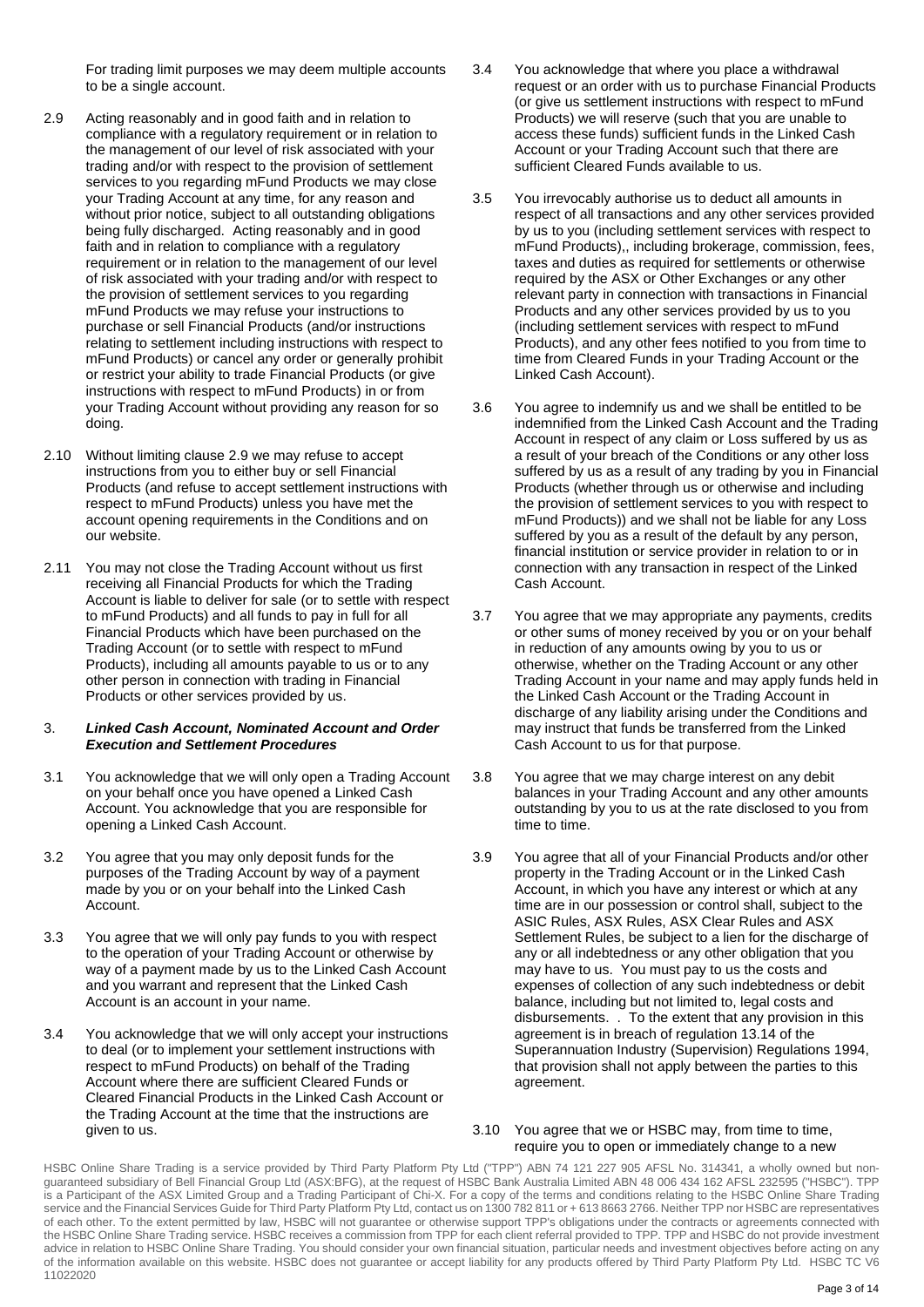For trading limit purposes we may deem multiple accounts to be a single account.

2.9 Acting reasonably and in good faith and in relation to compliance with a regulatory requirement or in relation to the management of our level of risk associated with your trading and/or with respect to the provision of settlement services to you regarding mFund Products we may close your Trading Account at any time, for any reason and without prior notice, subject to all outstanding obligations being fully discharged. Acting reasonably and in good faith and in relation to compliance with a regulatory requirement or in relation to the management of our level of risk associated with your trading and/or with respect to the provision of settlement services to you regarding mFund Products we may refuse your instructions to purchase or sell Financial Products (and/or instructions relating to settlement including instructions with respect to mFund Products) or cancel any order or generally prohibit or restrict your ability to trade Financial Products (or give instructions with respect to mFund Products) in or from your Trading Account without providing any reason for so doing.

2.10 Without limiting clause 2.9 we may refuse to accept instructions from you to either buy or sell Financial Products (and refuse to accept settlement instructions with respect to mFund Products) unless you have met the account opening requirements in the Conditions and on our website.

2.11 You may not close the Trading Account without us first receiving all Financial Products for which the Trading Account is liable to deliver for sale (or to settle with respect to mFund Products) and all funds to pay in full for all Financial Products which have been purchased on the Trading Account (or to settle with respect to mFund Products), including all amounts payable to us or to any other person in connection with trading in Financial Products or other services provided by us.

### 3. *Linked Cash Account, Nominated Account and Order Execution and Settlement Procedures*

3.1 You acknowledge that we will only open a Trading Account on your behalf once you have opened a Linked Cash Account. You acknowledge that you are responsible for opening a Linked Cash Account.

3.2 You agree that you may only deposit funds for the purposes of the Trading Account by way of a payment made by you or on your behalf into the Linked Cash Account.

3.3 You agree that we will only pay funds to you with respect to the operation of your Trading Account or otherwise by way of a payment made by us to the Linked Cash Account and you warrant and represent that the Linked Cash Account is an account in your name.

3.4 You acknowledge that we will only accept your instructions to deal (or to implement your settlement instructions with respect to mFund Products) on behalf of the Trading Account where there are sufficient Cleared Funds or Cleared Financial Products in the Linked Cash Account or the Trading Account at the time that the instructions are given to us.

3.4 You acknowledge that where you place a withdrawal request or an order with us to purchase Financial Products (or give us settlement instructions with respect to mFund Products) we will reserve (such that you are unable to access these funds) sufficient funds in the Linked Cash Account or your Trading Account such that there are sufficient Cleared Funds available to us.

3.5 You irrevocably authorise us to deduct all amounts in respect of all transactions and any other services provided by us to you (including settlement services with respect to mFund Products),, including brokerage, commission, fees, taxes and duties as required for settlements or otherwise required by the ASX or Other Exchanges or any other relevant party in connection with transactions in Financial Products and any other services provided by us to you (including settlement services with respect to mFund Products), and any other fees notified to you from time to time from Cleared Funds in your Trading Account or the Linked Cash Account).

3.6 You agree to indemnify us and we shall be entitled to be indemnified from the Linked Cash Account and the Trading Account in respect of any claim or Loss suffered by us as a result of your breach of the Conditions or any other loss suffered by us as a result of any trading by you in Financial Products (whether through us or otherwise and including the provision of settlement services to you with respect to mFund Products)) and we shall not be liable for any Loss suffered by you as a result of the default by any person, financial institution or service provider in relation to or in connection with any transaction in respect of the Linked Cash Account.

3.7 You agree that we may appropriate any payments, credits or other sums of money received by you or on your behalf in reduction of any amounts owing by you to us or otherwise, whether on the Trading Account or any other Trading Account in your name and may apply funds held in the Linked Cash Account or the Trading Account in discharge of any liability arising under the Conditions and may instruct that funds be transferred from the Linked Cash Account to us for that purpose.

3.8 You agree that we may charge interest on any debit balances in your Trading Account and any other amounts outstanding by you to us at the rate disclosed to you from time to time.

3.9 You agree that all of your Financial Products and/or other property in the Trading Account or in the Linked Cash Account, in which you have any interest or which at any time are in our possession or control shall, subject to the ASIC Rules, ASX Rules, ASX Clear Rules and ASX Settlement Rules, be subject to a lien for the discharge of any or all indebtedness or any other obligation that you may have to us. You must pay to us the costs and expenses of collection of any such indebtedness or debit balance, including but not limited to, legal costs and disbursements. . To the extent that any provision in this agreement is in breach of regulation 13.14 of the Superannuation Industry (Supervision) Regulations 1994, that provision shall not apply between the parties to this agreement.

3.10 You agree that we or HSBC may, from time to time, require you to open or immediately change to a new

HSBC Online Share Trading is a service provided by Third Party Platform Pty Ltd ("TPP") ABN 74 121 227 905 AFSL No. 314341, a wholly owned but non-guaranteed subsidiary of Bell Financial Group Ltd (ASX:BFG), at the request of HSBC Bank Australia Limited ABN 48 006 434 162 AFSL 232595 ("HSBC"). TPP is a Participant of the ASX Limited Group and a Trading Participant of Chi-X. For a copy of the terms and conditions relating to the HSBC Online Share Trading service and the Financial Services Guide for Third Party Platform Pty Ltd, contact us on 1300 782 811 or + 613 8663 2766. Neither TPP nor HSBC are representatives of each other. To the extent permitted by law, HSBC will not guarantee or otherwise support TPP's obligations under the contracts or agreements connected with the HSBC Online Share Trading service. HSBC receives a commission from TPP for each client referral provided to TPP. TPP and HSBC do not provide investment advice in relation to HSBC Online Share Trading. You should consider your own financial situation, particular needs and investment objectives before acting on any of the information available on this website. HSBC does not guarantee or accept liability for any products offered by Third Party Platform Pty Ltd. HSBC TC V6 11022020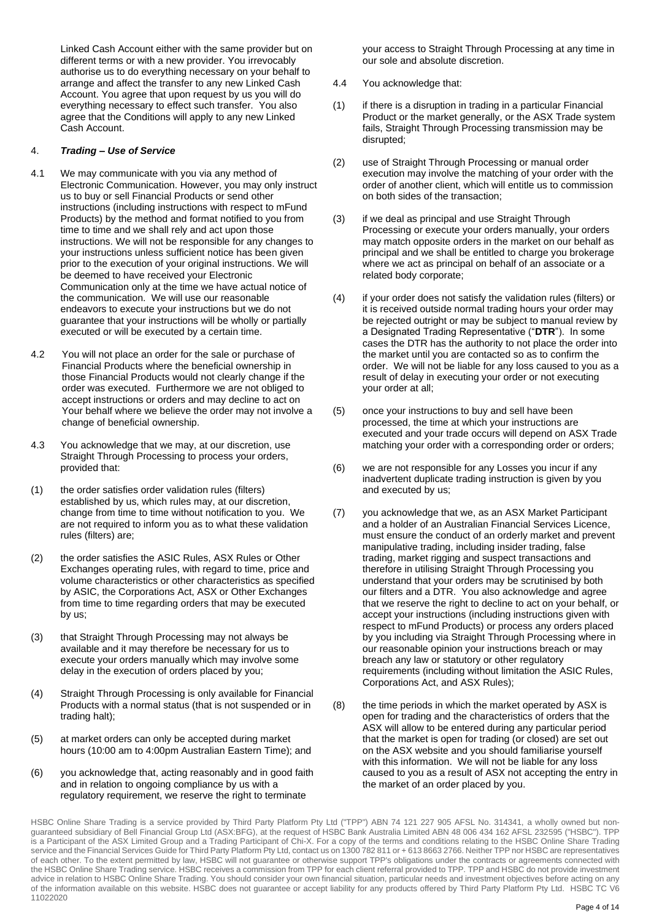Linked Cash Account either with the same provider but on different terms or with a new provider. You irrevocably authorise us to do everything necessary on your behalf to arrange and affect the transfer to any new Linked Cash Account. You agree that upon request by us you will do everything necessary to effect such transfer. You also agree that the Conditions will apply to any new Linked Cash Account.

## 4. *Trading – Use of Service*

4.1 We may communicate with you via any method of Electronic Communication. However, you may only instruct us to buy or sell Financial Products or send other instructions (including instructions with respect to mFund Products) by the method and format notified to you from time to time and we shall rely and act upon those instructions. We will not be responsible for any changes to your instructions unless sufficient notice has been given prior to the execution of your original instructions. We will be deemed to have received your Electronic Communication only at the time we have actual notice of the communication. We will use our reasonable endeavors to execute your instructions but we do not guarantee that your instructions will be wholly or partially executed or will be executed by a certain time.

4.2 You will not place an order for the sale or purchase of Financial Products where the beneficial ownership in those Financial Products would not clearly change if the order was executed. Furthermore we are not obliged to accept instructions or orders and may decline to act on Your behalf where we believe the order may not involve a change of beneficial ownership.

4.3 You acknowledge that we may, at our discretion, use Straight Through Processing to process your orders, provided that:

(1) the order satisfies order validation rules (filters) established by us, which rules may, at our discretion, change from time to time without notification to you. We are not required to inform you as to what these validation rules (filters) are;

(2) the order satisfies the ASIC Rules, ASX Rules or Other Exchanges operating rules, with regard to time, price and volume characteristics or other characteristics as specified by ASIC, the Corporations Act, ASX or Other Exchanges from time to time regarding orders that may be executed by us;

(3) that Straight Through Processing may not always be available and it may therefore be necessary for us to execute your orders manually which may involve some delay in the execution of orders placed by you;

(4) Straight Through Processing is only available for Financial Products with a normal status (that is not suspended or in trading halt);

(5) at market orders can only be accepted during market hours (10:00 am to 4:00pm Australian Eastern Time); and

(6) you acknowledge that, acting reasonably and in good faith and in relation to ongoing compliance by us with a regulatory requirement, we reserve the right to terminate your access to Straight Through Processing at any time in our sole and absolute discretion.

4.4 You acknowledge that:

(1) if there is a disruption in trading in a particular Financial Product or the market generally, or the ASX Trade system fails, Straight Through Processing transmission may be disrupted;

(2) use of Straight Through Processing or manual order execution may involve the matching of your order with the order of another client, which will entitle us to commission on both sides of the transaction;

(3) if we deal as principal and use Straight Through Processing or execute your orders manually, your orders may match opposite orders in the market on our behalf as principal and we shall be entitled to charge you brokerage where we act as principal on behalf of an associate or a related body corporate;

(4) if your order does not satisfy the validation rules (filters) or it is received outside normal trading hours your order may be rejected outright or may be subject to manual review by a Designated Trading Representative ("**DTR**"). In some cases the DTR has the authority to not place the order into the market until you are contacted so as to confirm the order. We will not be liable for any loss caused to you as a result of delay in executing your order or not executing your order at all;

(5) once your instructions to buy and sell have been processed, the time at which your instructions are executed and your trade occurs will depend on ASX Trade matching your order with a corresponding order or orders;

(6) we are not responsible for any Losses you incur if any inadvertent duplicate trading instruction is given by you and executed by us;

(7) you acknowledge that we, as an ASX Market Participant and a holder of an Australian Financial Services Licence, must ensure the conduct of an orderly market and prevent manipulative trading, including insider trading, false trading, market rigging and suspect transactions and therefore in utilising Straight Through Processing you understand that your orders may be scrutinised by both our filters and a DTR. You also acknowledge and agree that we reserve the right to decline to act on your behalf, or accept your instructions (including instructions given with respect to mFund Products) or process any orders placed by you including via Straight Through Processing where in our reasonable opinion your instructions breach or may breach any law or statutory or other regulatory requirements (including without limitation the ASIC Rules, Corporations Act, and ASX Rules);

(8) the time periods in which the market operated by ASX is open for trading and the characteristics of orders that the ASX will allow to be entered during any particular period that the market is open for trading (or closed) are set out on the ASX website and you should familiarise yourself with this information. We will not be liable for any loss caused to you as a result of ASX not accepting the entry in the market of an order placed by you.

HSBC Online Share Trading is a service provided by Third Party Platform Pty Ltd ("TPP") ABN 74 121 227 905 AFSL No. 314341, a wholly owned but non-guaranteed subsidiary of Bell Financial Group Ltd (ASX:BFG), at the request of HSBC Bank Australia Limited ABN 48 006 434 162 AFSL 232595 ("HSBC"). TPP is a Participant of the ASX Limited Group and a Trading Participant of Chi-X. For a copy of the terms and conditions relating to the HSBC Online Share Trading service and the Financial Services Guide for Third Party Platform Pty Ltd, contact us on 1300 782 811 or + 613 8663 2766. Neither TPP nor HSBC are representatives of each other. To the extent permitted by law, HSBC will not guarantee or otherwise support TPP's obligations under the contracts or agreements connected with the HSBC Online Share Trading service. HSBC receives a commission from TPP for each client referral provided to TPP. TPP and HSBC do not provide investment advice in relation to HSBC Online Share Trading. You should consider your own financial situation, particular needs and investment objectives before acting on any of the information available on this website. HSBC does not guarantee or accept liability for any products offered by Third Party Platform Pty Ltd. HSBC TC V6 11022020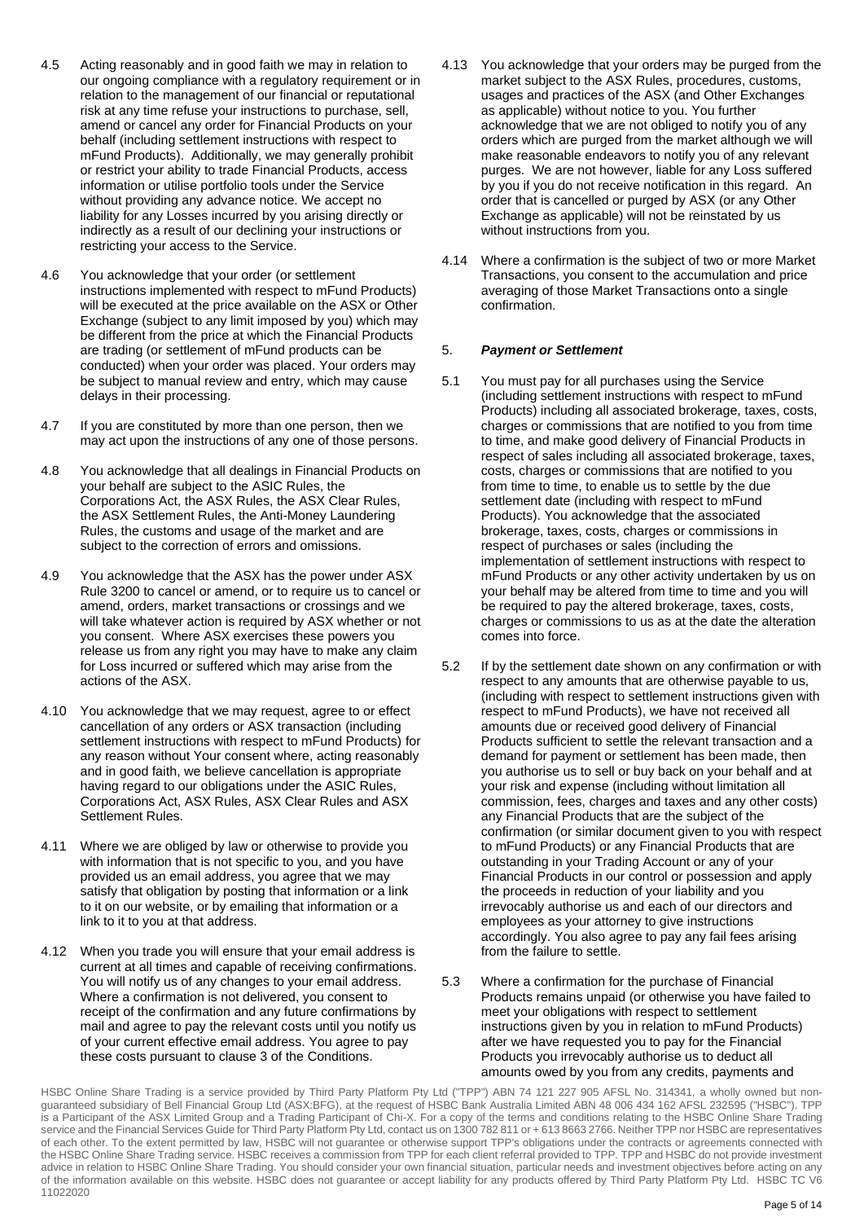4.5 Acting reasonably and in good faith we may in relation to our ongoing compliance with a regulatory requirement or in relation to the management of our financial or reputational risk at any time refuse your instructions to purchase, sell, amend or cancel any order for Financial Products on your behalf (including settlement instructions with respect to mFund Products). Additionally, we may generally prohibit or restrict your ability to trade Financial Products, access information or utilise portfolio tools under the Service without providing any advance notice. We accept no liability for any Losses incurred by you arising directly or indirectly as a result of our declining your instructions or restricting your access to the Service.

4.6 You acknowledge that your order (or settlement instructions implemented with respect to mFund Products) will be executed at the price available on the ASX or Other Exchange (subject to any limit imposed by you) which may be different from the price at which the Financial Products are trading (or settlement of mFund products can be conducted) when your order was placed. Your orders may be subject to manual review and entry, which may cause delays in their processing.

4.7 If you are constituted by more than one person, then we may act upon the instructions of any one of those persons.

4.8 You acknowledge that all dealings in Financial Products on your behalf are subject to the ASIC Rules, the Corporations Act, the ASX Rules, the ASX Clear Rules, the ASX Settlement Rules, the Anti-Money Laundering Rules, the customs and usage of the market and are subject to the correction of errors and omissions.

4.9 You acknowledge that the ASX has the power under ASX Rule 3200 to cancel or amend, or to require us to cancel or amend, orders, market transactions or crossings and we will take whatever action is required by ASX whether or not you consent. Where ASX exercises these powers you release us from any right you may have to make any claim for Loss incurred or suffered which may arise from the actions of the ASX.

4.10 You acknowledge that we may request, agree to or effect cancellation of any orders or ASX transaction (including settlement instructions with respect to mFund Products) for any reason without Your consent where, acting reasonably and in good faith, we believe cancellation is appropriate having regard to our obligations under the ASIC Rules, Corporations Act, ASX Rules, ASX Clear Rules and ASX Settlement Rules.

4.11 Where we are obliged by law or otherwise to provide you with information that is not specific to you, and you have provided us an email address, you agree that we may satisfy that obligation by posting that information or a link to it on our website, or by emailing that information or a link to it to you at that address.

4.12 When you trade you will ensure that your email address is current at all times and capable of receiving confirmations. You will notify us of any changes to your email address. Where a confirmation is not delivered, you consent to receipt of the confirmation and any future confirmations by mail and agree to pay the relevant costs until you notify us of your current effective email address. You agree to pay these costs pursuant to clause 3 of the Conditions.

4.13 You acknowledge that your orders may be purged from the market subject to the ASX Rules, procedures, customs, usages and practices of the ASX (and Other Exchanges as applicable) without notice to you. You further acknowledge that we are not obliged to notify you of any orders which are purged from the market although we will make reasonable endeavors to notify you of any relevant purges. We are not however, liable for any Loss suffered by you if you do not receive notification in this regard. An order that is cancelled or purged by ASX (or any Other Exchange as applicable) will not be reinstated by us without instructions from you.

4.14 Where a confirmation is the subject of two or more Market Transactions, you consent to the accumulation and price averaging of those Market Transactions onto a single confirmation.

### 5. *Payment or Settlement*

5.1 You must pay for all purchases using the Service (including settlement instructions with respect to mFund Products) including all associated brokerage, taxes, costs, charges or commissions that are notified to you from time to time, and make good delivery of Financial Products in respect of sales including all associated brokerage, taxes, costs, charges or commissions that are notified to you from time to time, to enable us to settle by the due settlement date (including with respect to mFund Products). You acknowledge that the associated brokerage, taxes, costs, charges or commissions in respect of purchases or sales (including the implementation of settlement instructions with respect to mFund Products or any other activity undertaken by us on your behalf may be altered from time to time and you will be required to pay the altered brokerage, taxes, costs, charges or commissions to us as at the date the alteration comes into force.

5.2 If by the settlement date shown on any confirmation or with respect to any amounts that are otherwise payable to us, (including with respect to settlement instructions given with respect to mFund Products), we have not received all amounts due or received good delivery of Financial Products sufficient to settle the relevant transaction and a demand for payment or settlement has been made, then you authorise us to sell or buy back on your behalf and at your risk and expense (including without limitation all commission, fees, charges and taxes and any other costs) any Financial Products that are the subject of the confirmation (or similar document given to you with respect to mFund Products) or any Financial Products that are outstanding in your Trading Account or any of your Financial Products in our control or possession and apply the proceeds in reduction of your liability and you irrevocably authorise us and each of our directors and employees as your attorney to give instructions accordingly. You also agree to pay any fail fees arising from the failure to settle.

5.3 Where a confirmation for the purchase of Financial Products remains unpaid (or otherwise you have failed to meet your obligations with respect to settlement instructions given by you in relation to mFund Products) after we have requested you to pay for the Financial Products you irrevocably authorise us to deduct all amounts owed by you from any credits, payments and

HSBC Online Share Trading is a service provided by Third Party Platform Pty Ltd ("TPP") ABN 74 121 227 905 AFSL No. 314341, a wholly owned but non-guaranteed subsidiary of Bell Financial Group Ltd (ASX:BFG), at the request of HSBC Bank Australia Limited ABN 48 006 434 162 AFSL 232595 ("HSBC"). TPP is a Participant of the ASX Limited Group and a Trading Participant of Chi-X. For a copy of the terms and conditions relating to the HSBC Online Share Trading service and the Financial Services Guide for Third Party Platform Pty Ltd, contact us on 1300 782 811 or + 613 8663 2766. Neither TPP nor HSBC are representatives of each other. To the extent permitted by law, HSBC will not guarantee or otherwise support TPP's obligations under the contracts or agreements connected with the HSBC Online Share Trading service. HSBC receives a commission from TPP for each client referral provided to TPP. TPP and HSBC do not provide investment advice in relation to HSBC Online Share Trading. You should consider your own financial situation, particular needs and investment objectives before acting on any of the information available on this website. HSBC does not guarantee or accept liability for any products offered by Third Party Platform Pty Ltd. HSBC TC V6 11022020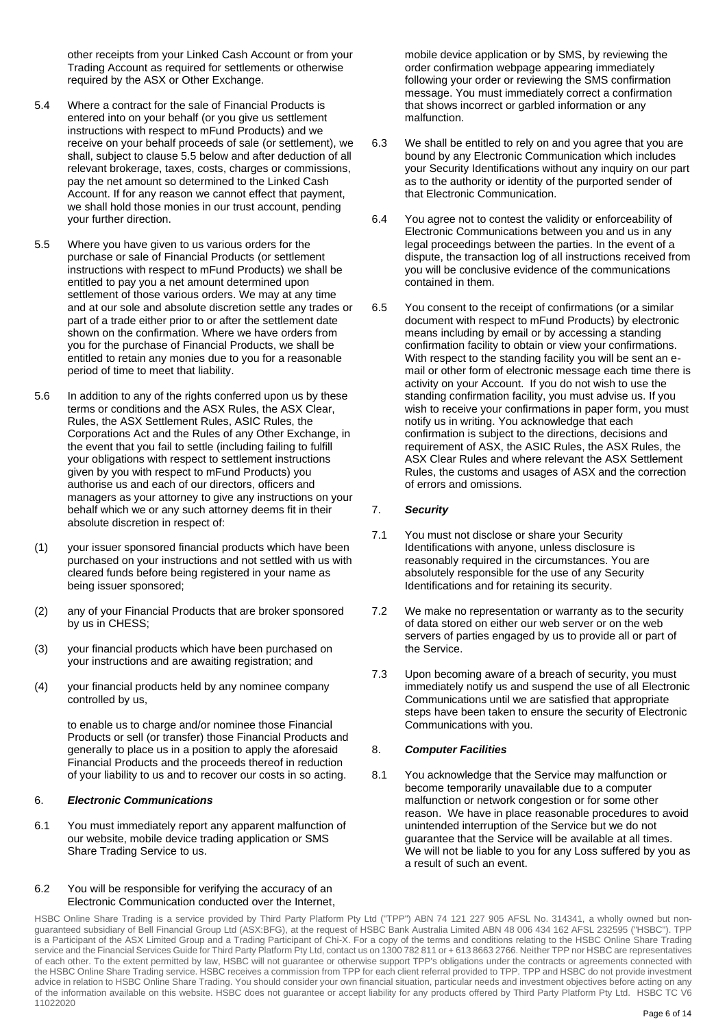other receipts from your Linked Cash Account or from your Trading Account as required for settlements or otherwise required by the ASX or Other Exchange.

5.4 Where a contract for the sale of Financial Products is entered into on your behalf (or you give us settlement instructions with respect to mFund Products) and we receive on your behalf proceeds of sale (or settlement), we shall, subject to clause 5.5 below and after deduction of all relevant brokerage, taxes, costs, charges or commissions, pay the net amount so determined to the Linked Cash Account. If for any reason we cannot effect that payment, we shall hold those monies in our trust account, pending your further direction.

5.5 Where you have given to us various orders for the purchase or sale of Financial Products (or settlement instructions with respect to mFund Products) we shall be entitled to pay you a net amount determined upon settlement of those various orders. We may at any time and at our sole and absolute discretion settle any trades or part of a trade either prior to or after the settlement date shown on the confirmation. Where we have orders from you for the purchase of Financial Products, we shall be entitled to retain any monies due to you for a reasonable period of time to meet that liability.

5.6 In addition to any of the rights conferred upon us by these terms or conditions and the ASX Rules, the ASX Clear, Rules, the ASX Settlement Rules, ASIC Rules, the Corporations Act and the Rules of any Other Exchange, in the event that you fail to settle (including failing to fulfill your obligations with respect to settlement instructions given by you with respect to mFund Products) you authorise us and each of our directors, officers and managers as your attorney to give any instructions on your behalf which we or any such attorney deems fit in their absolute discretion in respect of:

(1) your issuer sponsored financial products which have been purchased on your instructions and not settled with us with cleared funds before being registered in your name as being issuer sponsored;

(2) any of your Financial Products that are broker sponsored by us in CHESS;

(3) your financial products which have been purchased on your instructions and are awaiting registration; and

(4) your financial products held by any nominee company controlled by us,

to enable us to charge and/or nominee those Financial Products or sell (or transfer) those Financial Products and generally to place us in a position to apply the aforesaid Financial Products and the proceeds thereof in reduction of your liability to us and to recover our costs in so acting.

## 6. *Electronic Communications*

6.1 You must immediately report any apparent malfunction of our website, mobile device trading application or SMS Share Trading Service to us.

6.2 You will be responsible for verifying the accuracy of an Electronic Communication conducted over the Internet, mobile device application or by SMS, by reviewing the order confirmation webpage appearing immediately following your order or reviewing the SMS confirmation message. You must immediately correct a confirmation that shows incorrect or garbled information or any malfunction.

6.3 We shall be entitled to rely on and you agree that you are bound by any Electronic Communication which includes your Security Identifications without any inquiry on our part as to the authority or identity of the purported sender of that Electronic Communication.

6.4 You agree not to contest the validity or enforceability of Electronic Communications between you and us in any legal proceedings between the parties. In the event of a dispute, the transaction log of all instructions received from you will be conclusive evidence of the communications contained in them.

6.5 You consent to the receipt of confirmations (or a similar document with respect to mFund Products) by electronic means including by email or by accessing a standing confirmation facility to obtain or view your confirmations. With respect to the standing facility you will be sent an e-mail or other form of electronic message each time there is activity on your Account. If you do not wish to use the standing confirmation facility, you must advise us. If you wish to receive your confirmations in paper form, you must notify us in writing. You acknowledge that each confirmation is subject to the directions, decisions and requirement of ASX, the ASIC Rules, the ASX Rules, the ASX Clear Rules and where relevant the ASX Settlement Rules, the customs and usages of ASX and the correction of errors and omissions.

## 7. *Security*

7.1 You must not disclose or share your Security Identifications with anyone, unless disclosure is reasonably required in the circumstances. You are absolutely responsible for the use of any Security Identifications and for retaining its security.

7.2 We make no representation or warranty as to the security of data stored on either our web server or on the web servers of parties engaged by us to provide all or part of the Service.

7.3 Upon becoming aware of a breach of security, you must immediately notify us and suspend the use of all Electronic Communications until we are satisfied that appropriate steps have been taken to ensure the security of Electronic Communications with you.

## 8. *Computer Facilities*

8.1 You acknowledge that the Service may malfunction or become temporarily unavailable due to a computer malfunction or network congestion or for some other reason. We have in place reasonable procedures to avoid unintended interruption of the Service but we do not guarantee that the Service will be available at all times. We will not be liable to you for any Loss suffered by you as a result of such an event.

HSBC Online Share Trading is a service provided by Third Party Platform Pty Ltd ("TPP") ABN 74 121 227 905 AFSL No. 314341, a wholly owned but non-guaranteed subsidiary of Bell Financial Group Ltd (ASX:BFG), at the request of HSBC Bank Australia Limited ABN 48 006 434 162 AFSL 232595 ("HSBC"). TPP is a Participant of the ASX Limited Group and a Trading Participant of Chi-X. For a copy of the terms and conditions relating to the HSBC Online Share Trading service and the Financial Services Guide for Third Party Platform Pty Ltd, contact us on 1300 782 811 or + 613 8663 2766. Neither TPP nor HSBC are representatives of each other. To the extent permitted by law, HSBC will not guarantee or otherwise support TPP's obligations under the contracts or agreements connected with the HSBC Online Share Trading service. HSBC receives a commission from TPP for each client referral provided to TPP. TPP and HSBC do not provide investment advice in relation to HSBC Online Share Trading. You should consider your own financial situation, particular needs and investment objectives before acting on any of the information available on this website. HSBC does not guarantee or accept liability for any products offered by Third Party Platform Pty Ltd. HSBC TC V6 11022020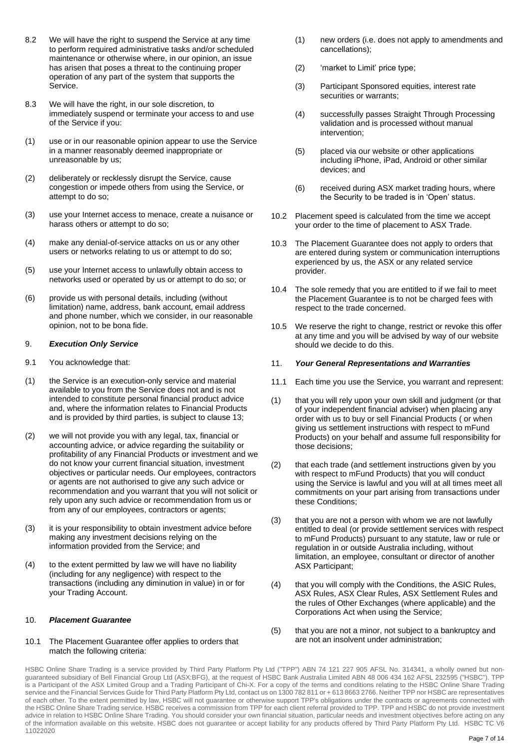8.2 We will have the right to suspend the Service at any time to perform required administrative tasks and/or scheduled maintenance or otherwise where, in our opinion, an issue has arisen that poses a threat to the continuing proper operation of any part of the system that supports the Service.

8.3 We will have the right, in our sole discretion, to immediately suspend or terminate your access to and use of the Service if you:

(1) use or in our reasonable opinion appear to use the Service in a manner reasonably deemed inappropriate or unreasonable by us;

(2) deliberately or recklessly disrupt the Service, cause congestion or impede others from using the Service, or attempt to do so;

(3) use your Internet access to menace, create a nuisance or harass others or attempt to do so;

(4) make any denial-of-service attacks on us or any other users or networks relating to us or attempt to do so;

(5) use your Internet access to unlawfully obtain access to networks used or operated by us or attempt to do so; or

(6) provide us with personal details, including (without limitation) name, address, bank account, email address and phone number, which we consider, in our reasonable opinion, not to be bona fide.

### 9. *Execution Only Service*

9.1 You acknowledge that:

(1) the Service is an execution-only service and material available to you from the Service does not and is not intended to constitute personal financial product advice and, where the information relates to Financial Products and is provided by third parties, is subject to clause 13;

(2) we will not provide you with any legal, tax, financial or accounting advice, or advice regarding the suitability or profitability of any Financial Products or investment and we do not know your current financial situation, investment objectives or particular needs. Our employees, contractors or agents are not authorised to give any such advice or recommendation and you warrant that you will not solicit or rely upon any such advice or recommendation from us or from any of our employees, contractors or agents;

(3) it is your responsibility to obtain investment advice before making any investment decisions relying on the information provided from the Service; and

(4) to the extent permitted by law we will have no liability (including for any negligence) with respect to the transactions (including any diminution in value) in or for your Trading Account.

### 10. *Placement Guarantee*

10.1 The Placement Guarantee offer applies to orders that match the following criteria:

(1) new orders (i.e. does not apply to amendments and cancellations);

(2) 'market to Limit' price type;

(3) Participant Sponsored equities, interest rate securities or warrants;

(4) successfully passes Straight Through Processing validation and is processed without manual intervention;

(5) placed via our website or other applications including iPhone, iPad, Android or other similar devices; and

(6) received during ASX market trading hours, where the Security to be traded is in 'Open' status.

10.2 Placement speed is calculated from the time we accept your order to the time of placement to ASX Trade.

10.3 The Placement Guarantee does not apply to orders that are entered during system or communication interruptions experienced by us, the ASX or any related service provider.

10.4 The sole remedy that you are entitled to if we fail to meet the Placement Guarantee is to not be charged fees with respect to the trade concerned.

10.5 We reserve the right to change, restrict or revoke this offer at any time and you will be advised by way of our website should we decide to do this.

### 11. *Your General Representations and Warranties*

11.1 Each time you use the Service, you warrant and represent:

(1) that you will rely upon your own skill and judgment (or that of your independent financial adviser) when placing any order with us to buy or sell Financial Products ( or when giving us settlement instructions with respect to mFund Products) on your behalf and assume full responsibility for those decisions;

(2) that each trade (and settlement instructions given by you with respect to mFund Products) that you will conduct using the Service is lawful and you will at all times meet all commitments on your part arising from transactions under these Conditions;

(3) that you are not a person with whom we are not lawfully entitled to deal (or provide settlement services with respect to mFund Products) pursuant to any statute, law or rule or regulation in or outside Australia including, without limitation, an employee, consultant or director of another ASX Participant;

(4) that you will comply with the Conditions, the ASIC Rules, ASX Rules, ASX Clear Rules, ASX Settlement Rules and the rules of Other Exchanges (where applicable) and the Corporations Act when using the Service;

(5) that you are not a minor, not subject to a bankruptcy and are not an insolvent under administration;

HSBC Online Share Trading is a service provided by Third Party Platform Pty Ltd ("TPP") ABN 74 121 227 905 AFSL No. 314341, a wholly owned but non-guaranteed subsidiary of Bell Financial Group Ltd (ASX:BFG), at the request of HSBC Bank Australia Limited ABN 48 006 434 162 AFSL 232595 ("HSBC"). TPP is a Participant of the ASX Limited Group and a Trading Participant of Chi-X. For a copy of the terms and conditions relating to the HSBC Online Share Trading service and the Financial Services Guide for Third Party Platform Pty Ltd, contact us on 1300 782 811 or + 613 8663 2766. Neither TPP nor HSBC are representatives of each other. To the extent permitted by law, HSBC will not guarantee or otherwise support TPP's obligations under the contracts or agreements connected with the HSBC Online Share Trading service. HSBC receives a commission from TPP for each client referral provided to TPP. TPP and HSBC do not provide investment advice in relation to HSBC Online Share Trading. You should consider your own financial situation, particular needs and investment objectives before acting on any of the information available on this website. HSBC does not guarantee or accept liability for any products offered by Third Party Platform Pty Ltd. HSBC TC V6 11022020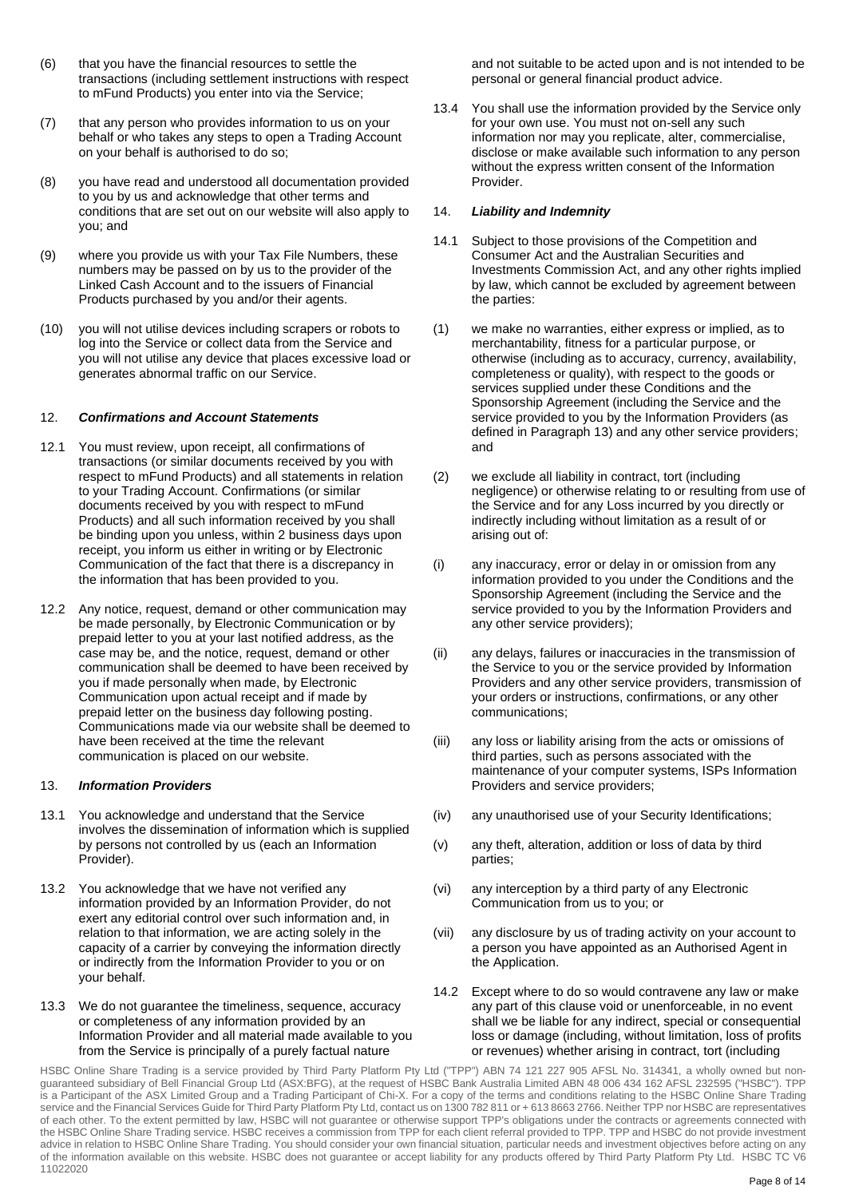(6) that you have the financial resources to settle the transactions (including settlement instructions with respect to mFund Products) you enter into via the Service;

(7) that any person who provides information to us on your behalf or who takes any steps to open a Trading Account on your behalf is authorised to do so;

(8) you have read and understood all documentation provided to you by us and acknowledge that other terms and conditions that are set out on our website will also apply to you; and

(9) where you provide us with your Tax File Numbers, these numbers may be passed on by us to the provider of the Linked Cash Account and to the issuers of Financial Products purchased by you and/or their agents.

(10) you will not utilise devices including scrapers or robots to log into the Service or collect data from the Service and you will not utilise any device that places excessive load or generates abnormal traffic on our Service.

### 12. *Confirmations and Account Statements*

12.1 You must review, upon receipt, all confirmations of transactions (or similar documents received by you with respect to mFund Products) and all statements in relation to your Trading Account. Confirmations (or similar documents received by you with respect to mFund Products) and all such information received by you shall be binding upon you unless, within 2 business days upon receipt, you inform us either in writing or by Electronic Communication of the fact that there is a discrepancy in the information that has been provided to you.

12.2 Any notice, request, demand or other communication may be made personally, by Electronic Communication or by prepaid letter to you at your last notified address, as the case may be, and the notice, request, demand or other communication shall be deemed to have been received by you if made personally when made, by Electronic Communication upon actual receipt and if made by prepaid letter on the business day following posting. Communications made via our website shall be deemed to have been received at the time the relevant communication is placed on our website.

### 13. *Information Providers*

13.1 You acknowledge and understand that the Service involves the dissemination of information which is supplied by persons not controlled by us (each an Information Provider).

13.2 You acknowledge that we have not verified any information provided by an Information Provider, do not exert any editorial control over such information and, in relation to that information, we are acting solely in the capacity of a carrier by conveying the information directly or indirectly from the Information Provider to you or on your behalf.

13.3 We do not guarantee the timeliness, sequence, accuracy or completeness of any information provided by an Information Provider and all material made available to you from the Service is principally of a purely factual nature and not suitable to be acted upon and is not intended to be personal or general financial product advice.

13.4 You shall use the information provided by the Service only for your own use. You must not on-sell any such information nor may you replicate, alter, commercialise, disclose or make available such information to any person without the express written consent of the Information Provider.

### 14. *Liability and Indemnity*

14.1 Subject to those provisions of the Competition and Consumer Act and the Australian Securities and Investments Commission Act, and any other rights implied by law, which cannot be excluded by agreement between the parties:

(1) we make no warranties, either express or implied, as to merchantability, fitness for a particular purpose, or otherwise (including as to accuracy, currency, availability, completeness or quality), with respect to the goods or services supplied under these Conditions and the Sponsorship Agreement (including the Service and the service provided to you by the Information Providers (as defined in Paragraph 13) and any other service providers; and

(2) we exclude all liability in contract, tort (including negligence) or otherwise relating to or resulting from use of the Service and for any Loss incurred by you directly or indirectly including without limitation as a result of or arising out of:

(i) any inaccuracy, error or delay in or omission from any information provided to you under the Conditions and the Sponsorship Agreement (including the Service and the service provided to you by the Information Providers and any other service providers);

(ii) any delays, failures or inaccuracies in the transmission of the Service to you or the service provided by Information Providers and any other service providers, transmission of your orders or instructions, confirmations, or any other communications;

(iii) any loss or liability arising from the acts or omissions of third parties, such as persons associated with the maintenance of your computer systems, ISPs Information Providers and service providers;

(iv) any unauthorised use of your Security Identifications;

(v) any theft, alteration, addition or loss of data by third parties;

(vi) any interception by a third party of any Electronic Communication from us to you; or

(vii) any disclosure by us of trading activity on your account to a person you have appointed as an Authorised Agent in the Application.

14.2 Except where to do so would contravene any law or make any part of this clause void or unenforceable, in no event shall we be liable for any indirect, special or consequential loss or damage (including, without limitation, loss of profits or revenues) whether arising in contract, tort (including

HSBC Online Share Trading is a service provided by Third Party Platform Pty Ltd ("TPP") ABN 74 121 227 905 AFSL No. 314341, a wholly owned but non-guaranteed subsidiary of Bell Financial Group Ltd (ASX:BFG), at the request of HSBC Bank Australia Limited ABN 48 006 434 162 AFSL 232595 ("HSBC"). TPP is a Participant of the ASX Limited Group and a Trading Participant of Chi-X. For a copy of the terms and conditions relating to the HSBC Online Share Trading service and the Financial Services Guide for Third Party Platform Pty Ltd, contact us on 1300 782 811 or + 613 8663 2766. Neither TPP nor HSBC are representatives of each other. To the extent permitted by law, HSBC will not guarantee or otherwise support TPP's obligations under the contracts or agreements connected with the HSBC Online Share Trading service. HSBC receives a commission from TPP for each client referral provided to TPP. TPP and HSBC do not provide investment advice in relation to HSBC Online Share Trading. You should consider your own financial situation, particular needs and investment objectives before acting on any of the information available on this website. HSBC does not guarantee or accept liability for any products offered by Third Party Platform Pty Ltd. HSBC TC V6 11022020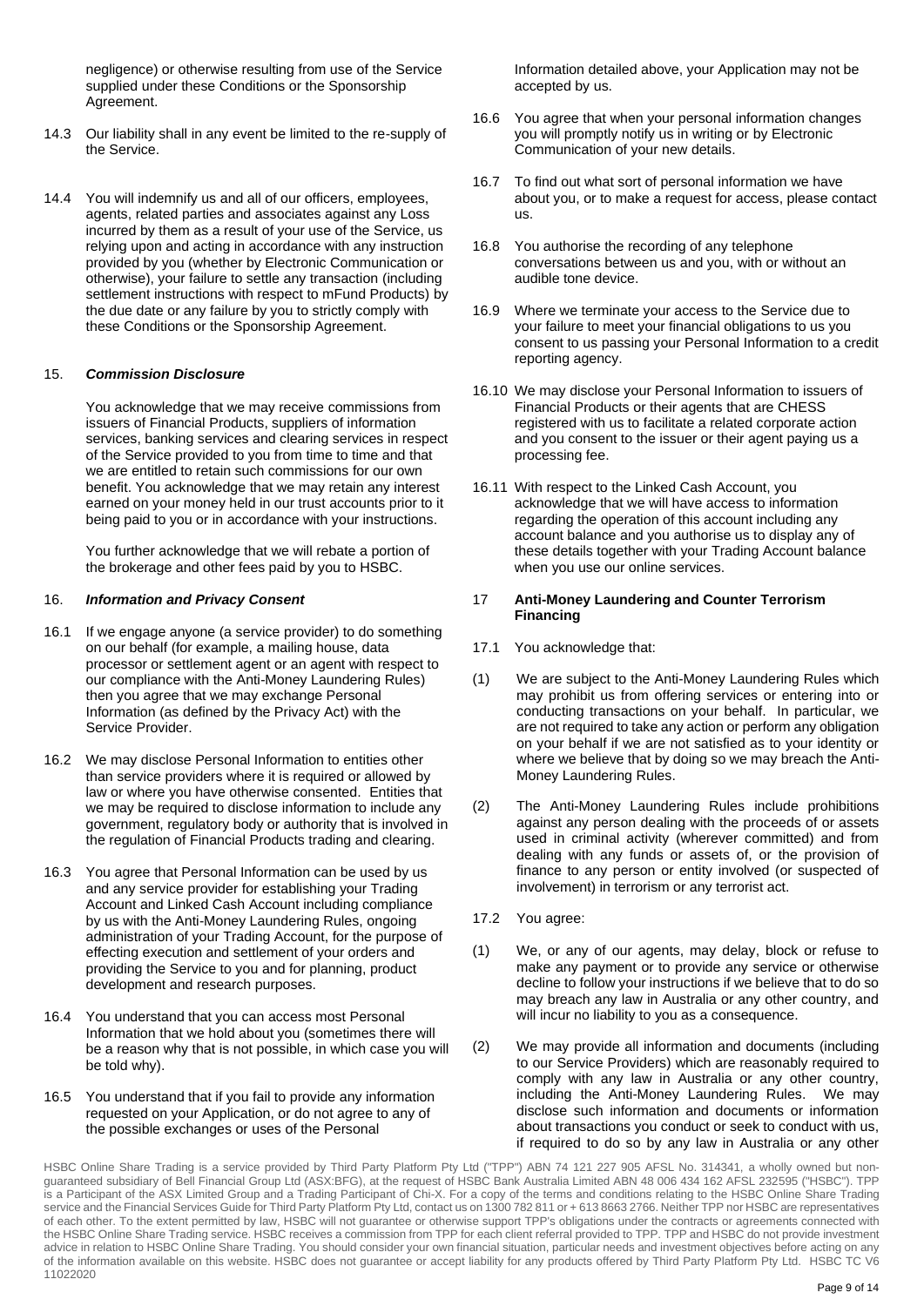negligence) or otherwise resulting from use of the Service supplied under these Conditions or the Sponsorship Agreement.

14.3 Our liability shall in any event be limited to the re-supply of the Service.

14.4 You will indemnify us and all of our officers, employees, agents, related parties and associates against any Loss incurred by them as a result of your use of the Service, us relying upon and acting in accordance with any instruction provided by you (whether by Electronic Communication or otherwise), your failure to settle any transaction (including settlement instructions with respect to mFund Products) by the due date or any failure by you to strictly comply with these Conditions or the Sponsorship Agreement.

## 15. *Commission Disclosure*

You acknowledge that we may receive commissions from issuers of Financial Products, suppliers of information services, banking services and clearing services in respect of the Service provided to you from time to time and that we are entitled to retain such commissions for our own benefit. You acknowledge that we may retain any interest earned on your money held in our trust accounts prior to it being paid to you or in accordance with your instructions.

You further acknowledge that we will rebate a portion of the brokerage and other fees paid by you to HSBC.

## 16. *Information and Privacy Consent*

16.1 If we engage anyone (a service provider) to do something on our behalf (for example, a mailing house, data processor or settlement agent or an agent with respect to our compliance with the Anti-Money Laundering Rules) then you agree that we may exchange Personal Information (as defined by the Privacy Act) with the Service Provider.

16.2 We may disclose Personal Information to entities other than service providers where it is required or allowed by law or where you have otherwise consented. Entities that we may be required to disclose information to include any government, regulatory body or authority that is involved in the regulation of Financial Products trading and clearing.

16.3 You agree that Personal Information can be used by us and any service provider for establishing your Trading Account and Linked Cash Account including compliance by us with the Anti-Money Laundering Rules, ongoing administration of your Trading Account, for the purpose of effecting execution and settlement of your orders and providing the Service to you and for planning, product development and research purposes.

16.4 You understand that you can access most Personal Information that we hold about you (sometimes there will be a reason why that is not possible, in which case you will be told why).

16.5 You understand that if you fail to provide any information requested on your Application, or do not agree to any of the possible exchanges or uses of the Personal Information detailed above, your Application may not be accepted by us.

16.6 You agree that when your personal information changes you will promptly notify us in writing or by Electronic Communication of your new details.

16.7 To find out what sort of personal information we have about you, or to make a request for access, please contact us.

16.8 You authorise the recording of any telephone conversations between us and you, with or without an audible tone device.

16.9 Where we terminate your access to the Service due to your failure to meet your financial obligations to us you consent to us passing your Personal Information to a credit reporting agency.

16.10 We may disclose your Personal Information to issuers of Financial Products or their agents that are CHESS registered with us to facilitate a related corporate action and you consent to the issuer or their agent paying us a processing fee.

16.11 With respect to the Linked Cash Account, you acknowledge that we will have access to information regarding the operation of this account including any account balance and you authorise us to display any of these details together with your Trading Account balance when you use our online services.

## 17 **Anti-Money Laundering and Counter Terrorism Financing**

17.1 You acknowledge that:

(1) We are subject to the Anti-Money Laundering Rules which may prohibit us from offering services or entering into or conducting transactions on your behalf. In particular, we are not required to take any action or perform any obligation on your behalf if we are not satisfied as to your identity or where we believe that by doing so we may breach the Anti-Money Laundering Rules.

(2) The Anti-Money Laundering Rules include prohibitions against any person dealing with the proceeds of or assets used in criminal activity (wherever committed) and from dealing with any funds or assets of, or the provision of finance to any person or entity involved (or suspected of involvement) in terrorism or any terrorist act.

17.2 You agree:

(1) We, or any of our agents, may delay, block or refuse to make any payment or to provide any service or otherwise decline to follow your instructions if we believe that to do so may breach any law in Australia or any other country, and will incur no liability to you as a consequence.

(2) We may provide all information and documents (including to our Service Providers) which are reasonably required to comply with any law in Australia or any other country, including the Anti-Money Laundering Rules. We may disclose such information and documents or information about transactions you conduct or seek to conduct with us, if required to do so by any law in Australia or any other

HSBC Online Share Trading is a service provided by Third Party Platform Pty Ltd ("TPP") ABN 74 121 227 905 AFSL No. 314341, a wholly owned but non-guaranteed subsidiary of Bell Financial Group Ltd (ASX:BFG), at the request of HSBC Bank Australia Limited ABN 48 006 434 162 AFSL 232595 ("HSBC"). TPP is a Participant of the ASX Limited Group and a Trading Participant of Chi-X. For a copy of the terms and conditions relating to the HSBC Online Share Trading service and the Financial Services Guide for Third Party Platform Pty Ltd, contact us on 1300 782 811 or + 613 8663 2766. Neither TPP nor HSBC are representatives of each other. To the extent permitted by law, HSBC will not guarantee or otherwise support TPP's obligations under the contracts or agreements connected with the HSBC Online Share Trading service. HSBC receives a commission from TPP for each client referral provided to TPP. TPP and HSBC do not provide investment advice in relation to HSBC Online Share Trading. You should consider your own financial situation, particular needs and investment objectives before acting on any of the information available on this website. HSBC does not guarantee or accept liability for any products offered by Third Party Platform Pty Ltd. HSBC TC V6 11022020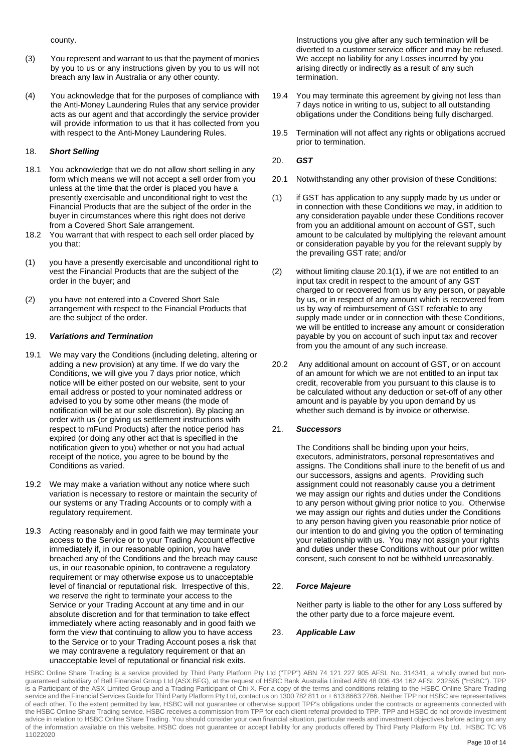county.

(3) You represent and warrant to us that the payment of monies by you to us or any instructions given by you to us will not breach any law in Australia or any other county.

(4) You acknowledge that for the purposes of compliance with the Anti-Money Laundering Rules that any service provider acts as our agent and that accordingly the service provider will provide information to us that it has collected from you with respect to the Anti-Money Laundering Rules.

18. ***Short Selling***

18.1 You acknowledge that we do not allow short selling in any form which means we will not accept a sell order from you unless at the time that the order is placed you have a presently exercisable and unconditional right to vest the Financial Products that are the subject of the order in the buyer in circumstances where this right does not derive from a Covered Short Sale arrangement.

18.2 You warrant that with respect to each sell order placed by you that:

(1) you have a presently exercisable and unconditional right to vest the Financial Products that are the subject of the order in the buyer; and

(2) you have not entered into a Covered Short Sale arrangement with respect to the Financial Products that are the subject of the order.

19. ***Variations and Termination***

19.1 We may vary the Conditions (including deleting, altering or adding a new provision) at any time. If we do vary the Conditions, we will give you 7 days prior notice, which notice will be either posted on our website, sent to your email address or posted to your nominated address or advised to you by some other means (the mode of notification will be at our sole discretion). By placing an order with us (or giving us settlement instructions with respect to mFund Products) after the notice period has expired (or doing any other act that is specified in the notification given to you) whether or not you had actual receipt of the notice, you agree to be bound by the Conditions as varied.

19.2 We may make a variation without any notice where such variation is necessary to restore or maintain the security of our systems or any Trading Accounts or to comply with a regulatory requirement.

19.3 Acting reasonably and in good faith we may terminate your access to the Service or to your Trading Account effective immediately if, in our reasonable opinion, you have breached any of the Conditions and the breach may cause us, in our reasonable opinion, to contravene a regulatory requirement or may otherwise expose us to unacceptable level of financial or reputational risk. Irrespective of this, we reserve the right to terminate your access to the Service or your Trading Account at any time and in our absolute discretion and for that termination to take effect immediately where acting reasonably and in good faith we form the view that continuing to allow you to have access to the Service or to your Trading Account poses a risk that we may contravene a regulatory requirement or that an unacceptable level of reputational or financial risk exits. Instructions you give after any such termination will be diverted to a customer service officer and may be refused. We accept no liability for any Losses incurred by you arising directly or indirectly as a result of any such termination.

19.4 You may terminate this agreement by giving not less than 7 days notice in writing to us, subject to all outstanding obligations under the Conditions being fully discharged.

19.5 Termination will not affect any rights or obligations accrued prior to termination.

20. ***GST***

20.1 Notwithstanding any other provision of these Conditions:

(1) if GST has application to any supply made by us under or in connection with these Conditions we may, in addition to any consideration payable under these Conditions recover from you an additional amount on account of GST, such amount to be calculated by multiplying the relevant amount or consideration payable by you for the relevant supply by the prevailing GST rate; and/or

(2) without limiting clause 20.1(1), if we are not entitled to an input tax credit in respect to the amount of any GST charged to or recovered from us by any person, or payable by us, or in respect of any amount which is recovered from us by way of reimbursement of GST referable to any supply made under or in connection with these Conditions, we will be entitled to increase any amount or consideration payable by you on account of such input tax and recover from you the amount of any such increase.

20.2 Any additional amount on account of GST, or on account of an amount for which we are not entitled to an input tax credit, recoverable from you pursuant to this clause is to be calculated without any deduction or set-off of any other amount and is payable by you upon demand by us whether such demand is by invoice or otherwise.

21. ***Successors***

The Conditions shall be binding upon your heirs, executors, administrators, personal representatives and assigns. The Conditions shall inure to the benefit of us and our successors, assigns and agents. Providing such assignment could not reasonably cause you a detriment we may assign our rights and duties under the Conditions to any person without giving prior notice to you. Otherwise we may assign our rights and duties under the Conditions to any person having given you reasonable prior notice of our intention to do and giving you the option of terminating your relationship with us. You may not assign your rights and duties under these Conditions without our prior written consent, such consent to not be withheld unreasonably.

22. ***Force Majeure***

Neither party is liable to the other for any Loss suffered by the other party due to a force majeure event.

23. ***Applicable Law***

HSBC Online Share Trading is a service provided by Third Party Platform Pty Ltd ("TPP") ABN 74 121 227 905 AFSL No. 314341, a wholly owned but non-guaranteed subsidiary of Bell Financial Group Ltd (ASX:BFG), at the request of HSBC Bank Australia Limited ABN 48 006 434 162 AFSL 232595 ("HSBC"). TPP is a Participant of the ASX Limited Group and a Trading Participant of Chi-X. For a copy of the terms and conditions relating to the HSBC Online Share Trading service and the Financial Services Guide for Third Party Platform Pty Ltd, contact us on 1300 782 811 or + 613 8663 2766. Neither TPP nor HSBC are representatives of each other. To the extent permitted by law, HSBC will not guarantee or otherwise support TPP's obligations under the contracts or agreements connected with the HSBC Online Share Trading service. HSBC receives a commission from TPP for each client referral provided to TPP. TPP and HSBC do not provide investment advice in relation to HSBC Online Share Trading. You should consider your own financial situation, particular needs and investment objectives before acting on any of the information available on this website. HSBC does not guarantee or accept liability for any products offered by Third Party Platform Pty Ltd. HSBC TC V6 11022020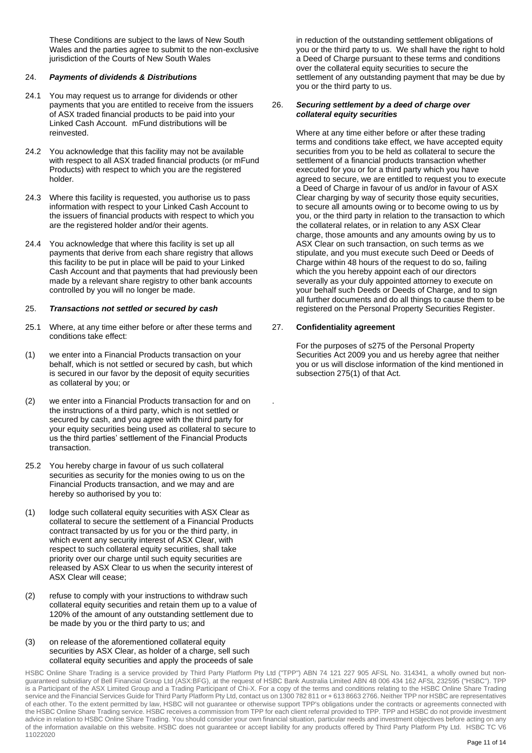These Conditions are subject to the laws of New South Wales and the parties agree to submit to the non-exclusive jurisdiction of the Courts of New South Wales

24. ***Payments of dividends & Distributions***

24.1 You may request us to arrange for dividends or other payments that you are entitled to receive from the issuers of ASX traded financial products to be paid into your Linked Cash Account. mFund distributions will be reinvested.

24.2 You acknowledge that this facility may not be available with respect to all ASX traded financial products (or mFund Products) with respect to which you are the registered holder.

24.3 Where this facility is requested, you authorise us to pass information with respect to your Linked Cash Account to the issuers of financial products with respect to which you are the registered holder and/or their agents.

24.4 You acknowledge that where this facility is set up all payments that derive from each share registry that allows this facility to be put in place will be paid to your Linked Cash Account and that payments that had previously been made by a relevant share registry to other bank accounts controlled by you will no longer be made.

25. ***Transactions not settled or secured by cash***

25.1 Where, at any time either before or after these terms and conditions take effect:

(1) we enter into a Financial Products transaction on your behalf, which is not settled or secured by cash, but which is secured in our favor by the deposit of equity securities as collateral by you; or

(2) we enter into a Financial Products transaction for and on the instructions of a third party, which is not settled or secured by cash, and you agree with the third party for your equity securities being used as collateral to secure to us the third parties' settlement of the Financial Products transaction.

25.2 You hereby charge in favour of us such collateral securities as security for the monies owing to us on the Financial Products transaction, and we may and are hereby so authorised by you to:

(1) lodge such collateral equity securities with ASX Clear as collateral to secure the settlement of a Financial Products contract transacted by us for you or the third party, in which event any security interest of ASX Clear, with respect to such collateral equity securities, shall take priority over our charge until such equity securities are released by ASX Clear to us when the security interest of ASX Clear will cease;

(2) refuse to comply with your instructions to withdraw such collateral equity securities and retain them up to a value of 120% of the amount of any outstanding settlement due to be made by you or the third party to us; and

(3) on release of the aforementioned collateral equity securities by ASX Clear, as holder of a charge, sell such collateral equity securities and apply the proceeds of sale in reduction of the outstanding settlement obligations of you or the third party to us. We shall have the right to hold a Deed of Charge pursuant to these terms and conditions over the collateral equity securities to secure the settlement of any outstanding payment that may be due by you or the third party to us.

26. ***Securing settlement by a deed of charge over collateral equity securities***

Where at any time either before or after these trading terms and conditions take effect, we have accepted equity securities from you to be held as collateral to secure the settlement of a financial products transaction whether executed for you or for a third party which you have agreed to secure, we are entitled to request you to execute a Deed of Charge in favour of us and/or in favour of ASX Clear charging by way of security those equity securities, to secure all amounts owing or to become owing to us by you, or the third party in relation to the transaction to which the collateral relates, or in relation to any ASX Clear charge, those amounts and any amounts owing by us to ASX Clear on such transaction, on such terms as we stipulate, and you must execute such Deed or Deeds of Charge within 48 hours of the request to do so, failing which the you hereby appoint each of our directors severally as your duly appointed attorney to execute on your behalf such Deeds or Deeds of Charge, and to sign all further documents and do all things to cause them to be registered on the Personal Property Securities Register.

27. **Confidentiality agreement**

For the purposes of s275 of the Personal Property Securities Act 2009 you and us hereby agree that neither you or us will disclose information of the kind mentioned in subsection 275(1) of that Act.

.

HSBC Online Share Trading is a service provided by Third Party Platform Pty Ltd ("TPP") ABN 74 121 227 905 AFSL No. 314341, a wholly owned but non-guaranteed subsidiary of Bell Financial Group Ltd (ASX:BFG), at the request of HSBC Bank Australia Limited ABN 48 006 434 162 AFSL 232595 ("HSBC"). TPP is a Participant of the ASX Limited Group and a Trading Participant of Chi-X. For a copy of the terms and conditions relating to the HSBC Online Share Trading service and the Financial Services Guide for Third Party Platform Pty Ltd, contact us on 1300 782 811 or + 613 8663 2766. Neither TPP nor HSBC are representatives of each other. To the extent permitted by law, HSBC will not guarantee or otherwise support TPP's obligations under the contracts or agreements connected with the HSBC Online Share Trading service. HSBC receives a commission from TPP for each client referral provided to TPP. TPP and HSBC do not provide investment advice in relation to HSBC Online Share Trading. You should consider your own financial situation, particular needs and investment objectives before acting on any of the information available on this website. HSBC does not guarantee or accept liability for any products offered by Third Party Platform Pty Ltd. HSBC TC V6 11022020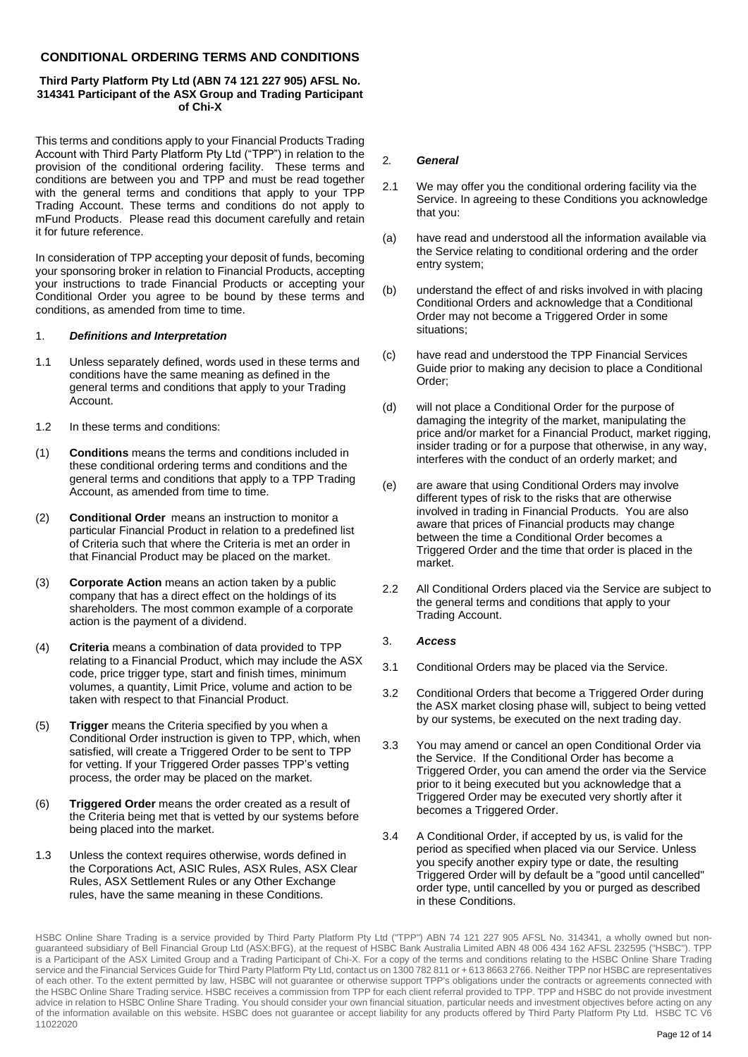## CONDITIONAL ORDERING TERMS AND CONDITIONS

**Third Party Platform Pty Ltd (ABN 74 121 227 905) AFSL No. 314341 Participant of the ASX Group and Trading Participant of Chi-X**

This terms and conditions apply to your Financial Products Trading Account with Third Party Platform Pty Ltd ("TPP") in relation to the provision of the conditional ordering facility. These terms and conditions are between you and TPP and must be read together with the general terms and conditions that apply to your TPP Trading Account. These terms and conditions do not apply to mFund Products. Please read this document carefully and retain it for future reference.

In consideration of TPP accepting your deposit of funds, becoming your sponsoring broker in relation to Financial Products, accepting your instructions to trade Financial Products or accepting your Conditional Order you agree to be bound by these terms and conditions, as amended from time to time.

1. ***Definitions and Interpretation***

1.1 Unless separately defined, words used in these terms and conditions have the same meaning as defined in the general terms and conditions that apply to your Trading Account.

1.2 In these terms and conditions:

(1) **Conditions** means the terms and conditions included in these conditional ordering terms and conditions and the general terms and conditions that apply to a TPP Trading Account, as amended from time to time.

(2) **Conditional Order** means an instruction to monitor a particular Financial Product in relation to a predefined list of Criteria such that where the Criteria is met an order in that Financial Product may be placed on the market.

(3) **Corporate Action** means an action taken by a public company that has a direct effect on the holdings of its shareholders. The most common example of a corporate action is the payment of a dividend.

(4) **Criteria** means a combination of data provided to TPP relating to a Financial Product, which may include the ASX code, price trigger type, start and finish times, minimum volumes, a quantity, Limit Price, volume and action to be taken with respect to that Financial Product.

(5) **Trigger** means the Criteria specified by you when a Conditional Order instruction is given to TPP, which, when satisfied, will create a Triggered Order to be sent to TPP for vetting. If your Triggered Order passes TPP's vetting process, the order may be placed on the market.

(6) **Triggered Order** means the order created as a result of the Criteria being met that is vetted by our systems before being placed into the market.

1.3 Unless the context requires otherwise, words defined in the Corporations Act, ASIC Rules, ASX Rules, ASX Clear Rules, ASX Settlement Rules or any Other Exchange rules, have the same meaning in these Conditions.

2. ***General***

2.1 We may offer you the conditional ordering facility via the Service. In agreeing to these Conditions you acknowledge that you:

(a) have read and understood all the information available via the Service relating to conditional ordering and the order entry system;

(b) understand the effect of and risks involved in with placing Conditional Orders and acknowledge that a Conditional Order may not become a Triggered Order in some situations;

(c) have read and understood the TPP Financial Services Guide prior to making any decision to place a Conditional Order;

(d) will not place a Conditional Order for the purpose of damaging the integrity of the market, manipulating the price and/or market for a Financial Product, market rigging, insider trading or for a purpose that otherwise, in any way, interferes with the conduct of an orderly market; and

(e) are aware that using Conditional Orders may involve different types of risk to the risks that are otherwise involved in trading in Financial Products. You are also aware that prices of Financial products may change between the time a Conditional Order becomes a Triggered Order and the time that order is placed in the market.

2.2 All Conditional Orders placed via the Service are subject to the general terms and conditions that apply to your Trading Account.

3. ***Access***

3.1 Conditional Orders may be placed via the Service.

3.2 Conditional Orders that become a Triggered Order during the ASX market closing phase will, subject to being vetted by our systems, be executed on the next trading day.

3.3 You may amend or cancel an open Conditional Order via the Service. If the Conditional Order has become a Triggered Order, you can amend the order via the Service prior to it being executed but you acknowledge that a Triggered Order may be executed very shortly after it becomes a Triggered Order.

3.4 A Conditional Order, if accepted by us, is valid for the period as specified when placed via our Service. Unless you specify another expiry type or date, the resulting Triggered Order will by default be a "good until cancelled" order type, until cancelled by you or purged as described in these Conditions.

HSBC Online Share Trading is a service provided by Third Party Platform Pty Ltd ("TPP") ABN 74 121 227 905 AFSL No. 314341, a wholly owned but non-guaranteed subsidiary of Bell Financial Group Ltd (ASX:BFG), at the request of HSBC Bank Australia Limited ABN 48 006 434 162 AFSL 232595 ("HSBC"). TPP is a Participant of the ASX Limited Group and a Trading Participant of Chi-X. For a copy of the terms and conditions relating to the HSBC Online Share Trading service and the Financial Services Guide for Third Party Platform Pty Ltd, contact us on 1300 782 811 or + 613 8663 2766. Neither TPP nor HSBC are representatives of each other. To the extent permitted by law, HSBC will not guarantee or otherwise support TPP's obligations under the contracts or agreements connected with the HSBC Online Share Trading service. HSBC receives a commission from TPP for each client referral provided to TPP. TPP and HSBC do not provide investment advice in relation to HSBC Online Share Trading. You should consider your own financial situation, particular needs and investment objectives before acting on any of the information available on this website. HSBC does not guarantee or accept liability for any products offered by Third Party Platform Pty Ltd. HSBC TC V6 11022020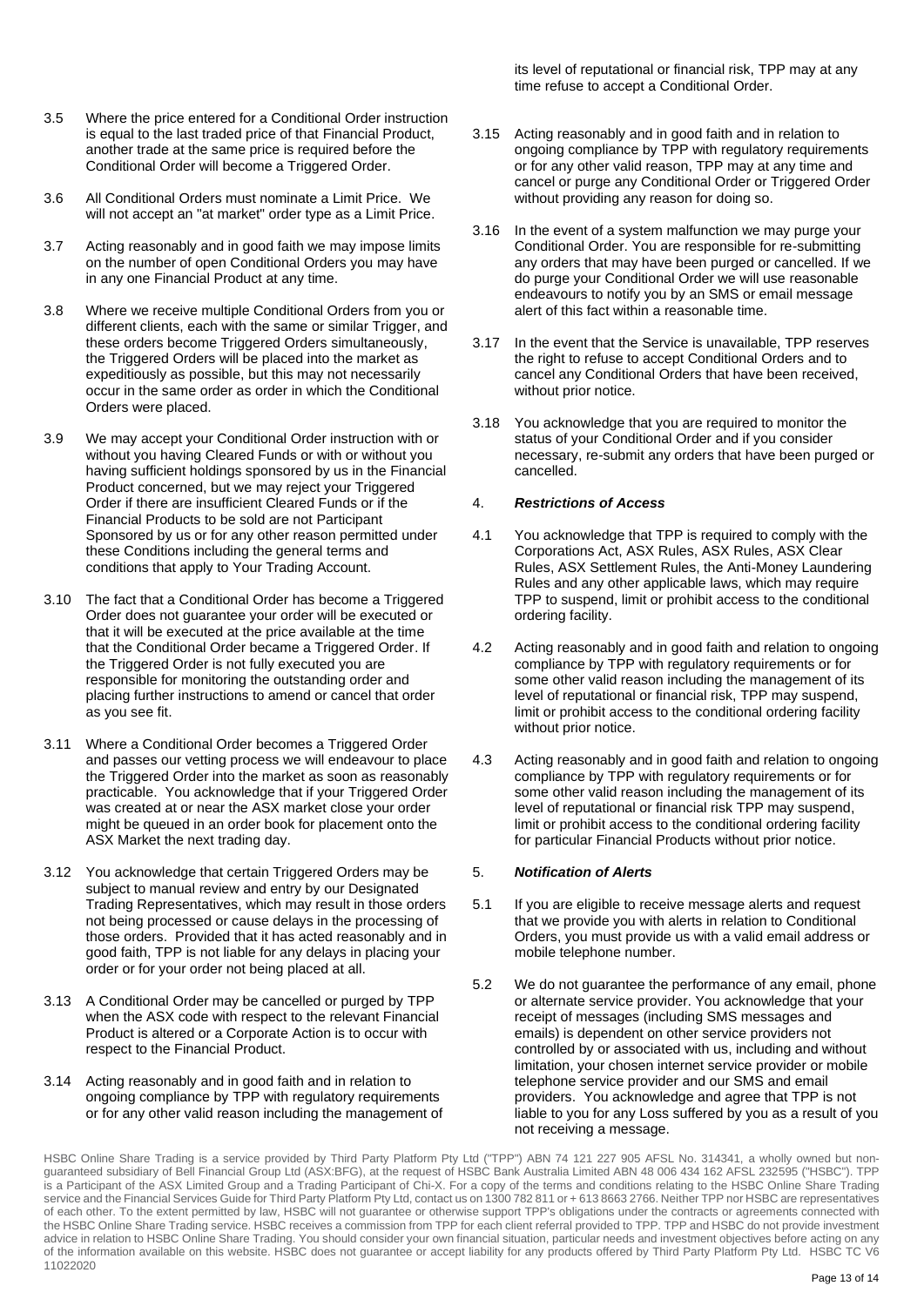3.5 Where the price entered for a Conditional Order instruction is equal to the last traded price of that Financial Product, another trade at the same price is required before the Conditional Order will become a Triggered Order.

3.6 All Conditional Orders must nominate a Limit Price. We will not accept an "at market" order type as a Limit Price.

3.7 Acting reasonably and in good faith we may impose limits on the number of open Conditional Orders you may have in any one Financial Product at any time.

3.8 Where we receive multiple Conditional Orders from you or different clients, each with the same or similar Trigger, and these orders become Triggered Orders simultaneously, the Triggered Orders will be placed into the market as expeditiously as possible, but this may not necessarily occur in the same order as order in which the Conditional Orders were placed.

3.9 We may accept your Conditional Order instruction with or without you having Cleared Funds or with or without you having sufficient holdings sponsored by us in the Financial Product concerned, but we may reject your Triggered Order if there are insufficient Cleared Funds or if the Financial Products to be sold are not Participant Sponsored by us or for any other reason permitted under these Conditions including the general terms and conditions that apply to Your Trading Account.

3.10 The fact that a Conditional Order has become a Triggered Order does not guarantee your order will be executed or that it will be executed at the price available at the time that the Conditional Order became a Triggered Order. If the Triggered Order is not fully executed you are responsible for monitoring the outstanding order and placing further instructions to amend or cancel that order as you see fit.

3.11 Where a Conditional Order becomes a Triggered Order and passes our vetting process we will endeavour to place the Triggered Order into the market as soon as reasonably practicable. You acknowledge that if your Triggered Order was created at or near the ASX market close your order might be queued in an order book for placement onto the ASX Market the next trading day.

3.12 You acknowledge that certain Triggered Orders may be subject to manual review and entry by our Designated Trading Representatives, which may result in those orders not being processed or cause delays in the processing of those orders. Provided that it has acted reasonably and in good faith, TPP is not liable for any delays in placing your order or for your order not being placed at all.

3.13 A Conditional Order may be cancelled or purged by TPP when the ASX code with respect to the relevant Financial Product is altered or a Corporate Action is to occur with respect to the Financial Product.

3.14 Acting reasonably and in good faith and in relation to ongoing compliance by TPP with regulatory requirements or for any other valid reason including the management of its level of reputational or financial risk, TPP may at any time refuse to accept a Conditional Order.

3.15 Acting reasonably and in good faith and in relation to ongoing compliance by TPP with regulatory requirements or for any other valid reason, TPP may at any time and cancel or purge any Conditional Order or Triggered Order without providing any reason for doing so.

3.16 In the event of a system malfunction we may purge your Conditional Order. You are responsible for re-submitting any orders that may have been purged or cancelled. If we do purge your Conditional Order we will use reasonable endeavours to notify you by an SMS or email message alert of this fact within a reasonable time.

3.17 In the event that the Service is unavailable, TPP reserves the right to refuse to accept Conditional Orders and to cancel any Conditional Orders that have been received, without prior notice.

3.18 You acknowledge that you are required to monitor the status of your Conditional Order and if you consider necessary, re-submit any orders that have been purged or cancelled.

## 4. *Restrictions of Access*

4.1 You acknowledge that TPP is required to comply with the Corporations Act, ASX Rules, ASX Rules, ASX Clear Rules, ASX Settlement Rules, the Anti-Money Laundering Rules and any other applicable laws, which may require TPP to suspend, limit or prohibit access to the conditional ordering facility.

4.2 Acting reasonably and in good faith and relation to ongoing compliance by TPP with regulatory requirements or for some other valid reason including the management of its level of reputational or financial risk, TPP may suspend, limit or prohibit access to the conditional ordering facility without prior notice.

4.3 Acting reasonably and in good faith and relation to ongoing compliance by TPP with regulatory requirements or for some other valid reason including the management of its level of reputational or financial risk TPP may suspend, limit or prohibit access to the conditional ordering facility for particular Financial Products without prior notice.

## 5. *Notification of Alerts*

5.1 If you are eligible to receive message alerts and request that we provide you with alerts in relation to Conditional Orders, you must provide us with a valid email address or mobile telephone number.

5.2 We do not guarantee the performance of any email, phone or alternate service provider. You acknowledge that your receipt of messages (including SMS messages and emails) is dependent on other service providers not controlled by or associated with us, including and without limitation, your chosen internet service provider or mobile telephone service provider and our SMS and email providers. You acknowledge and agree that TPP is not liable to you for any Loss suffered by you as a result of you not receiving a message.

HSBC Online Share Trading is a service provided by Third Party Platform Pty Ltd ("TPP") ABN 74 121 227 905 AFSL No. 314341, a wholly owned but non-guaranteed subsidiary of Bell Financial Group Ltd (ASX:BFG), at the request of HSBC Bank Australia Limited ABN 48 006 434 162 AFSL 232595 ("HSBC"). TPP is a Participant of the ASX Limited Group and a Trading Participant of Chi-X. For a copy of the terms and conditions relating to the HSBC Online Share Trading service and the Financial Services Guide for Third Party Platform Pty Ltd, contact us on 1300 782 811 or + 613 8663 2766. Neither TPP nor HSBC are representatives of each other. To the extent permitted by law, HSBC will not guarantee or otherwise support TPP's obligations under the contracts or agreements connected with the HSBC Online Share Trading service. HSBC receives a commission from TPP for each client referral provided to TPP. TPP and HSBC do not provide investment advice in relation to HSBC Online Share Trading. You should consider your own financial situation, particular needs and investment objectives before acting on any of the information available on this website. HSBC does not guarantee or accept liability for any products offered by Third Party Platform Pty Ltd. HSBC TC V6 11022020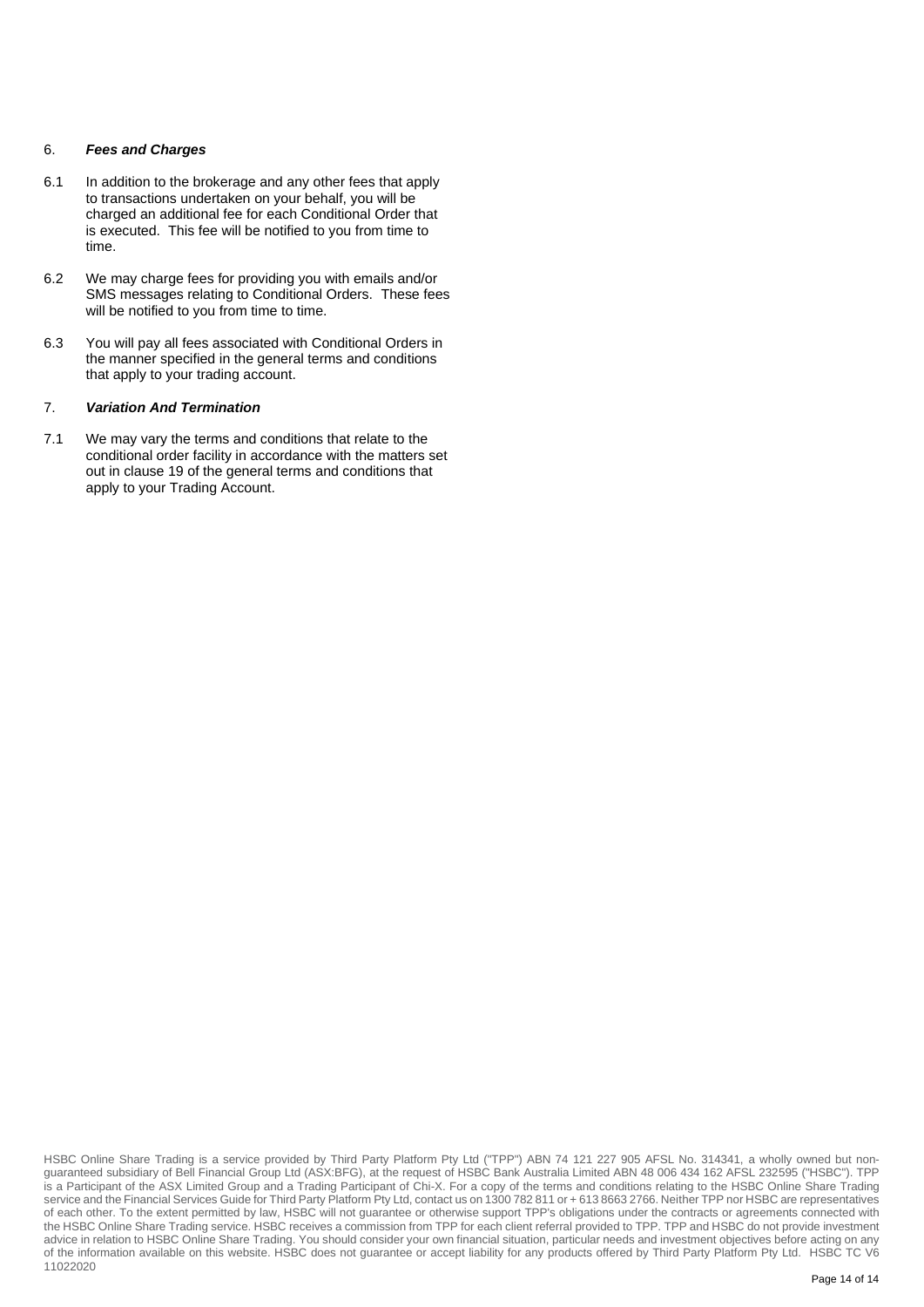## 6. ***Fees and Charges***

6.1 In addition to the brokerage and any other fees that apply to transactions undertaken on your behalf, you will be charged an additional fee for each Conditional Order that is executed. This fee will be notified to you from time to time.

6.2 We may charge fees for providing you with emails and/or SMS messages relating to Conditional Orders. These fees will be notified to you from time to time.

6.3 You will pay all fees associated with Conditional Orders in the manner specified in the general terms and conditions that apply to your trading account.

## 7. ***Variation And Termination***

7.1 We may vary the terms and conditions that relate to the conditional order facility in accordance with the matters set out in clause 19 of the general terms and conditions that apply to your Trading Account.

HSBC Online Share Trading is a service provided by Third Party Platform Pty Ltd ("TPP") ABN 74 121 227 905 AFSL No. 314341, a wholly owned but non-guaranteed subsidiary of Bell Financial Group Ltd (ASX:BFG), at the request of HSBC Bank Australia Limited ABN 48 006 434 162 AFSL 232595 ("HSBC"). TPP is a Participant of the ASX Limited Group and a Trading Participant of Chi-X. For a copy of the terms and conditions relating to the HSBC Online Share Trading service and the Financial Services Guide for Third Party Platform Pty Ltd, contact us on 1300 782 811 or + 613 8663 2766. Neither TPP nor HSBC are representatives of each other. To the extent permitted by law, HSBC will not guarantee or otherwise support TPP's obligations under the contracts or agreements connected with the HSBC Online Share Trading service. HSBC receives a commission from TPP for each client referral provided to TPP. TPP and HSBC do not provide investment advice in relation to HSBC Online Share Trading. You should consider your own financial situation, particular needs and investment objectives before acting on any of the information available on this website. HSBC does not guarantee or accept liability for any products offered by Third Party Platform Pty Ltd. HSBC TC V6 11022020